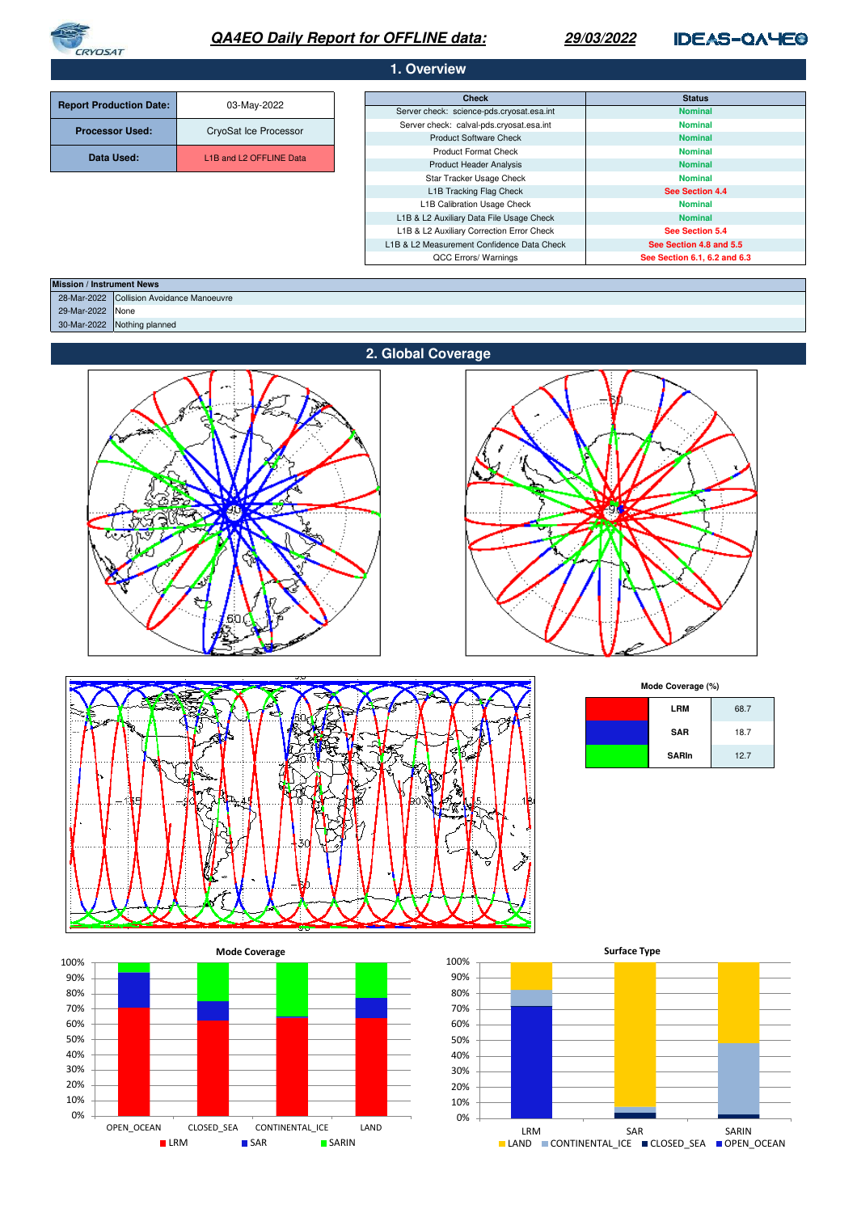# QA4EO Daily Report for OFFLINE data: 29/03/2022

## 1. Overview

| Report Production Date: | 03-May-2022 |
|---|---|
| Processor Used: | CryoSat Ice Processor |
| Data Used: | L1B and L2 OFFLINE Data |

| Check | Status |
|---|---|
| Server check: science-pds.cryosat.esa.int | Nominal |
| Server check: calval-pds.cryosat.esa.int | Nominal |
| Product Software Check | Nominal |
| Product Format Check | Nominal |
| Product Header Analysis | Nominal |
| Star Tracker Usage Check | Nominal |
| L1B Tracking Flag Check | See Section 4.4 |
| L1B Calibration Usage Check | Nominal |
| L1B & L2 Auxiliary Data File Usage Check | Nominal |
| L1B & L2 Auxiliary Correction Error Check | See Section 5.4 |
| L1B & L2 Measurement Confidence Data Check | See Section 4.8 and 5.5 |
| QCC Errors/ Warnings | See Section 6.1, 6.2 and 6.3 |

| Mission / Instrument News | |
|---|---|
| 28-Mar-2022 | Collision Avoidance Manoeuvre |
| 29-Mar-2022 | None |
| 30-Mar-2022 | Nothing planned |

## 2. Global Coverage

**Mode Coverage (%)**

| Mode | % |
|---|---|
| LRM | 68.7 |
| SAR | 18.7 |
| SARIn | 12.7 |

**Mode Coverage**

**Surface Type**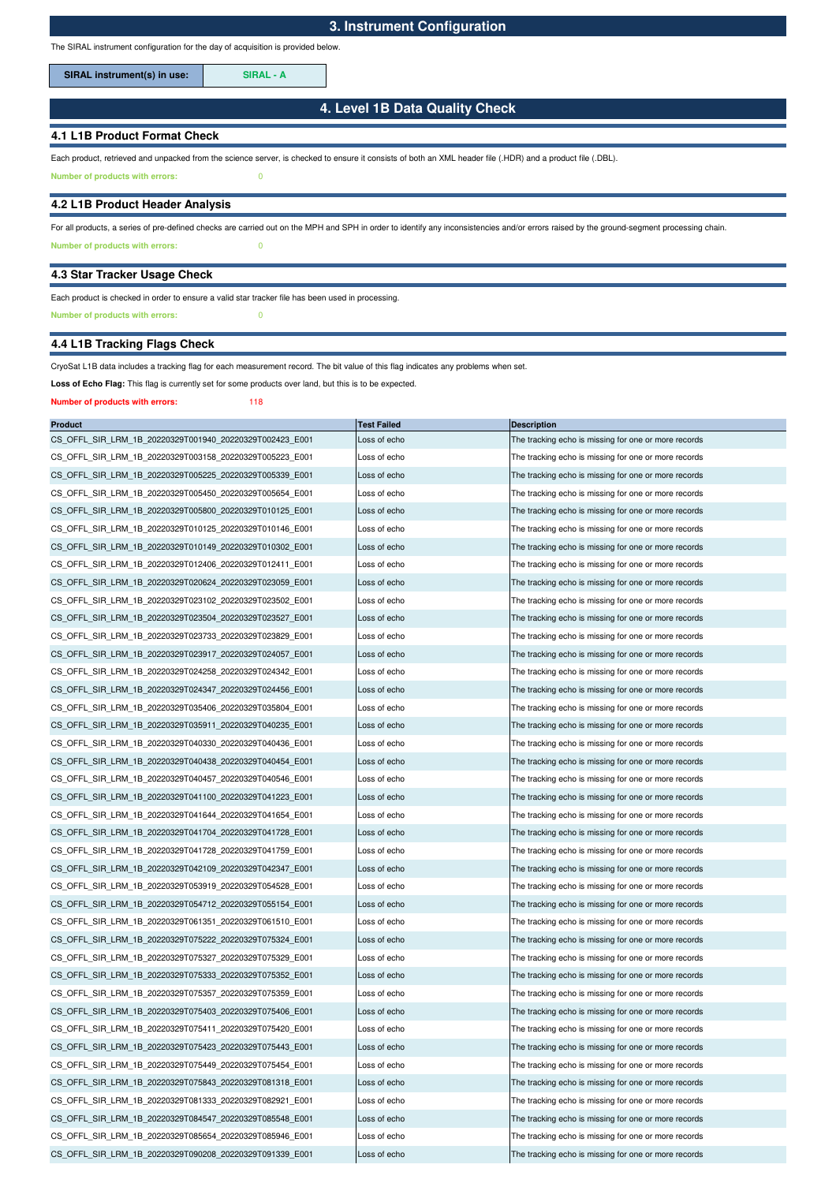## 3. Instrument Configuration

The SIRAL instrument configuration for the day of acquisition is provided below.

| SIRAL instrument(s) in use: | SIRAL - A |
|---|---|

## 4. Level 1B Data Quality Check

### 4.1 L1B Product Format Check

Each product, retrieved and unpacked from the science server, is checked to ensure it consists of both an XML header file (.HDR) and a product file (.DBL).

**Number of products with errors:** 0

### 4.2 L1B Product Header Analysis

For all products, a series of pre-defined checks are carried out on the MPH and SPH in order to identify any inconsistencies and/or errors raised by the ground-segment processing chain.

**Number of products with errors:** 0

### 4.3 Star Tracker Usage Check

Each product is checked in order to ensure a valid star tracker file has been used in processing.

**Number of products with errors:** 0

### 4.4 L1B Tracking Flags Check

CryoSat L1B data includes a tracking flag for each measurement record. The bit value of this flag indicates any problems when set.

**Loss of Echo Flag:** This flag is currently set for some products over land, but this is to be expected.

**Number of products with errors:** 118

| Product | Test Failed | Description |
|---|---|---|
| CS_OFFL_SIR_LRM_1B_20220329T001940_20220329T002423_E001 | Loss of echo | The tracking echo is missing for one or more records |
| CS_OFFL_SIR_LRM_1B_20220329T003158_20220329T005223_E001 | Loss of echo | The tracking echo is missing for one or more records |
| CS_OFFL_SIR_LRM_1B_20220329T005225_20220329T005339_E001 | Loss of echo | The tracking echo is missing for one or more records |
| CS_OFFL_SIR_LRM_1B_20220329T005450_20220329T005654_E001 | Loss of echo | The tracking echo is missing for one or more records |
| CS_OFFL_SIR_LRM_1B_20220329T005800_20220329T010125_E001 | Loss of echo | The tracking echo is missing for one or more records |
| CS_OFFL_SIR_LRM_1B_20220329T010125_20220329T010146_E001 | Loss of echo | The tracking echo is missing for one or more records |
| CS_OFFL_SIR_LRM_1B_20220329T010149_20220329T010302_E001 | Loss of echo | The tracking echo is missing for one or more records |
| CS_OFFL_SIR_LRM_1B_20220329T012406_20220329T012411_E001 | Loss of echo | The tracking echo is missing for one or more records |
| CS_OFFL_SIR_LRM_1B_20220329T020624_20220329T023059_E001 | Loss of echo | The tracking echo is missing for one or more records |
| CS_OFFL_SIR_LRM_1B_20220329T023102_20220329T023502_E001 | Loss of echo | The tracking echo is missing for one or more records |
| CS_OFFL_SIR_LRM_1B_20220329T023504_20220329T023527_E001 | Loss of echo | The tracking echo is missing for one or more records |
| CS_OFFL_SIR_LRM_1B_20220329T023733_20220329T023829_E001 | Loss of echo | The tracking echo is missing for one or more records |
| CS_OFFL_SIR_LRM_1B_20220329T023917_20220329T024057_E001 | Loss of echo | The tracking echo is missing for one or more records |
| CS_OFFL_SIR_LRM_1B_20220329T024258_20220329T024342_E001 | Loss of echo | The tracking echo is missing for one or more records |
| CS_OFFL_SIR_LRM_1B_20220329T024347_20220329T024456_E001 | Loss of echo | The tracking echo is missing for one or more records |
| CS_OFFL_SIR_LRM_1B_20220329T035406_20220329T035804_E001 | Loss of echo | The tracking echo is missing for one or more records |
| CS_OFFL_SIR_LRM_1B_20220329T035911_20220329T040235_E001 | Loss of echo | The tracking echo is missing for one or more records |
| CS_OFFL_SIR_LRM_1B_20220329T040330_20220329T040436_E001 | Loss of echo | The tracking echo is missing for one or more records |
| CS_OFFL_SIR_LRM_1B_20220329T040438_20220329T040454_E001 | Loss of echo | The tracking echo is missing for one or more records |
| CS_OFFL_SIR_LRM_1B_20220329T040457_20220329T040546_E001 | Loss of echo | The tracking echo is missing for one or more records |
| CS_OFFL_SIR_LRM_1B_20220329T041100_20220329T041223_E001 | Loss of echo | The tracking echo is missing for one or more records |
| CS_OFFL_SIR_LRM_1B_20220329T041644_20220329T041654_E001 | Loss of echo | The tracking echo is missing for one or more records |
| CS_OFFL_SIR_LRM_1B_20220329T041704_20220329T041728_E001 | Loss of echo | The tracking echo is missing for one or more records |
| CS_OFFL_SIR_LRM_1B_20220329T041728_20220329T041759_E001 | Loss of echo | The tracking echo is missing for one or more records |
| CS_OFFL_SIR_LRM_1B_20220329T042109_20220329T042347_E001 | Loss of echo | The tracking echo is missing for one or more records |
| CS_OFFL_SIR_LRM_1B_20220329T053919_20220329T054528_E001 | Loss of echo | The tracking echo is missing for one or more records |
| CS_OFFL_SIR_LRM_1B_20220329T054712_20220329T055154_E001 | Loss of echo | The tracking echo is missing for one or more records |
| CS_OFFL_SIR_LRM_1B_20220329T061351_20220329T061510_E001 | Loss of echo | The tracking echo is missing for one or more records |
| CS_OFFL_SIR_LRM_1B_20220329T075222_20220329T075324_E001 | Loss of echo | The tracking echo is missing for one or more records |
| CS_OFFL_SIR_LRM_1B_20220329T075327_20220329T075329_E001 | Loss of echo | The tracking echo is missing for one or more records |
| CS_OFFL_SIR_LRM_1B_20220329T075333_20220329T075352_E001 | Loss of echo | The tracking echo is missing for one or more records |
| CS_OFFL_SIR_LRM_1B_20220329T075357_20220329T075359_E001 | Loss of echo | The tracking echo is missing for one or more records |
| CS_OFFL_SIR_LRM_1B_20220329T075403_20220329T075406_E001 | Loss of echo | The tracking echo is missing for one or more records |
| CS_OFFL_SIR_LRM_1B_20220329T075411_20220329T075420_E001 | Loss of echo | The tracking echo is missing for one or more records |
| CS_OFFL_SIR_LRM_1B_20220329T075423_20220329T075443_E001 | Loss of echo | The tracking echo is missing for one or more records |
| CS_OFFL_SIR_LRM_1B_20220329T075449_20220329T075454_E001 | Loss of echo | The tracking echo is missing for one or more records |
| CS_OFFL_SIR_LRM_1B_20220329T075843_20220329T081318_E001 | Loss of echo | The tracking echo is missing for one or more records |
| CS_OFFL_SIR_LRM_1B_20220329T081333_20220329T082921_E001 | Loss of echo | The tracking echo is missing for one or more records |
| CS_OFFL_SIR_LRM_1B_20220329T084547_20220329T085548_E001 | Loss of echo | The tracking echo is missing for one or more records |
| CS_OFFL_SIR_LRM_1B_20220329T085654_20220329T085946_E001 | Loss of echo | The tracking echo is missing for one or more records |
| CS_OFFL_SIR_LRM_1B_20220329T090208_20220329T091339_E001 | Loss of echo | The tracking echo is missing for one or more records |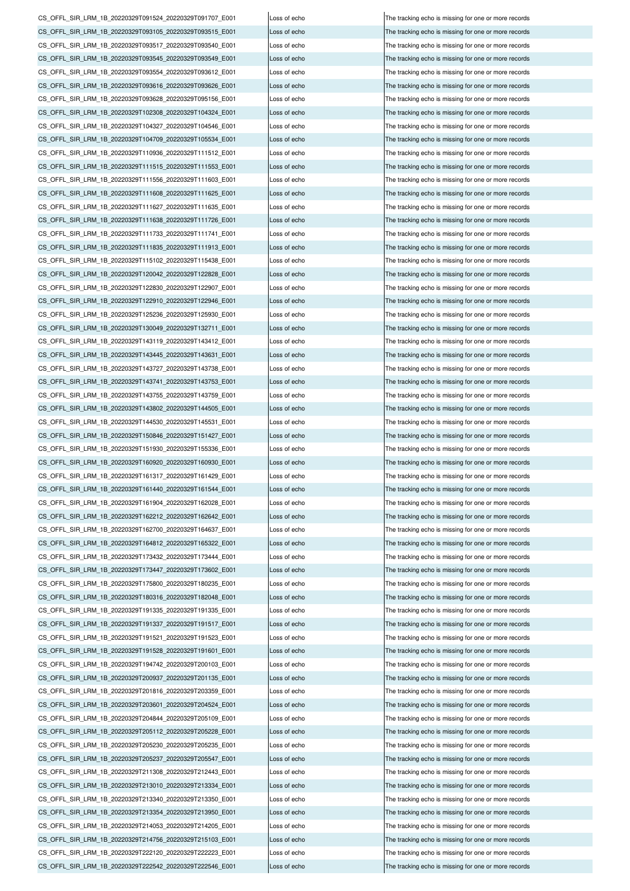| | | |
|---|---|---|
| CS_OFFL_SIR_LRM_1B_20220329T091524_20220329T091707_E001 | Loss of echo | The tracking echo is missing for one or more records |
| CS_OFFL_SIR_LRM_1B_20220329T093105_20220329T093515_E001 | Loss of echo | The tracking echo is missing for one or more records |
| CS_OFFL_SIR_LRM_1B_20220329T093517_20220329T093540_E001 | Loss of echo | The tracking echo is missing for one or more records |
| CS_OFFL_SIR_LRM_1B_20220329T093545_20220329T093549_E001 | Loss of echo | The tracking echo is missing for one or more records |
| CS_OFFL_SIR_LRM_1B_20220329T093554_20220329T093612_E001 | Loss of echo | The tracking echo is missing for one or more records |
| CS_OFFL_SIR_LRM_1B_20220329T093616_20220329T093626_E001 | Loss of echo | The tracking echo is missing for one or more records |
| CS_OFFL_SIR_LRM_1B_20220329T093628_20220329T095156_E001 | Loss of echo | The tracking echo is missing for one or more records |
| CS_OFFL_SIR_LRM_1B_20220329T102308_20220329T104324_E001 | Loss of echo | The tracking echo is missing for one or more records |
| CS_OFFL_SIR_LRM_1B_20220329T104327_20220329T104546_E001 | Loss of echo | The tracking echo is missing for one or more records |
| CS_OFFL_SIR_LRM_1B_20220329T104709_20220329T105534_E001 | Loss of echo | The tracking echo is missing for one or more records |
| CS_OFFL_SIR_LRM_1B_20220329T110936_20220329T111512_E001 | Loss of echo | The tracking echo is missing for one or more records |
| CS_OFFL_SIR_LRM_1B_20220329T111515_20220329T111553_E001 | Loss of echo | The tracking echo is missing for one or more records |
| CS_OFFL_SIR_LRM_1B_20220329T111556_20220329T111603_E001 | Loss of echo | The tracking echo is missing for one or more records |
| CS_OFFL_SIR_LRM_1B_20220329T111608_20220329T111625_E001 | Loss of echo | The tracking echo is missing for one or more records |
| CS_OFFL_SIR_LRM_1B_20220329T111627_20220329T111635_E001 | Loss of echo | The tracking echo is missing for one or more records |
| CS_OFFL_SIR_LRM_1B_20220329T111638_20220329T111726_E001 | Loss of echo | The tracking echo is missing for one or more records |
| CS_OFFL_SIR_LRM_1B_20220329T111733_20220329T111741_E001 | Loss of echo | The tracking echo is missing for one or more records |
| CS_OFFL_SIR_LRM_1B_20220329T111835_20220329T111913_E001 | Loss of echo | The tracking echo is missing for one or more records |
| CS_OFFL_SIR_LRM_1B_20220329T115102_20220329T115438_E001 | Loss of echo | The tracking echo is missing for one or more records |
| CS_OFFL_SIR_LRM_1B_20220329T120042_20220329T122828_E001 | Loss of echo | The tracking echo is missing for one or more records |
| CS_OFFL_SIR_LRM_1B_20220329T122830_20220329T122907_E001 | Loss of echo | The tracking echo is missing for one or more records |
| CS_OFFL_SIR_LRM_1B_20220329T122910_20220329T122946_E001 | Loss of echo | The tracking echo is missing for one or more records |
| CS_OFFL_SIR_LRM_1B_20220329T125236_20220329T125930_E001 | Loss of echo | The tracking echo is missing for one or more records |
| CS_OFFL_SIR_LRM_1B_20220329T130049_20220329T132711_E001 | Loss of echo | The tracking echo is missing for one or more records |
| CS_OFFL_SIR_LRM_1B_20220329T143119_20220329T143412_E001 | Loss of echo | The tracking echo is missing for one or more records |
| CS_OFFL_SIR_LRM_1B_20220329T143445_20220329T143631_E001 | Loss of echo | The tracking echo is missing for one or more records |
| CS_OFFL_SIR_LRM_1B_20220329T143727_20220329T143738_E001 | Loss of echo | The tracking echo is missing for one or more records |
| CS_OFFL_SIR_LRM_1B_20220329T143741_20220329T143753_E001 | Loss of echo | The tracking echo is missing for one or more records |
| CS_OFFL_SIR_LRM_1B_20220329T143755_20220329T143759_E001 | Loss of echo | The tracking echo is missing for one or more records |
| CS_OFFL_SIR_LRM_1B_20220329T143802_20220329T144505_E001 | Loss of echo | The tracking echo is missing for one or more records |
| CS_OFFL_SIR_LRM_1B_20220329T144530_20220329T145531_E001 | Loss of echo | The tracking echo is missing for one or more records |
| CS_OFFL_SIR_LRM_1B_20220329T150846_20220329T151427_E001 | Loss of echo | The tracking echo is missing for one or more records |
| CS_OFFL_SIR_LRM_1B_20220329T151930_20220329T155336_E001 | Loss of echo | The tracking echo is missing for one or more records |
| CS_OFFL_SIR_LRM_1B_20220329T160920_20220329T160930_E001 | Loss of echo | The tracking echo is missing for one or more records |
| CS_OFFL_SIR_LRM_1B_20220329T161317_20220329T161429_E001 | Loss of echo | The tracking echo is missing for one or more records |
| CS_OFFL_SIR_LRM_1B_20220329T161440_20220329T161544_E001 | Loss of echo | The tracking echo is missing for one or more records |
| CS_OFFL_SIR_LRM_1B_20220329T161904_20220329T162028_E001 | Loss of echo | The tracking echo is missing for one or more records |
| CS_OFFL_SIR_LRM_1B_20220329T162212_20220329T162642_E001 | Loss of echo | The tracking echo is missing for one or more records |
| CS_OFFL_SIR_LRM_1B_20220329T162700_20220329T164637_E001 | Loss of echo | The tracking echo is missing for one or more records |
| CS_OFFL_SIR_LRM_1B_20220329T164812_20220329T165322_E001 | Loss of echo | The tracking echo is missing for one or more records |
| CS_OFFL_SIR_LRM_1B_20220329T173432_20220329T173444_E001 | Loss of echo | The tracking echo is missing for one or more records |
| CS_OFFL_SIR_LRM_1B_20220329T173447_20220329T173602_E001 | Loss of echo | The tracking echo is missing for one or more records |
| CS_OFFL_SIR_LRM_1B_20220329T175800_20220329T180235_E001 | Loss of echo | The tracking echo is missing for one or more records |
| CS_OFFL_SIR_LRM_1B_20220329T180316_20220329T182048_E001 | Loss of echo | The tracking echo is missing for one or more records |
| CS_OFFL_SIR_LRM_1B_20220329T191335_20220329T191335_E001 | Loss of echo | The tracking echo is missing for one or more records |
| CS_OFFL_SIR_LRM_1B_20220329T191337_20220329T191517_E001 | Loss of echo | The tracking echo is missing for one or more records |
| CS_OFFL_SIR_LRM_1B_20220329T191521_20220329T191523_E001 | Loss of echo | The tracking echo is missing for one or more records |
| CS_OFFL_SIR_LRM_1B_20220329T191528_20220329T191601_E001 | Loss of echo | The tracking echo is missing for one or more records |
| CS_OFFL_SIR_LRM_1B_20220329T194742_20220329T200103_E001 | Loss of echo | The tracking echo is missing for one or more records |
| CS_OFFL_SIR_LRM_1B_20220329T200937_20220329T201135_E001 | Loss of echo | The tracking echo is missing for one or more records |
| CS_OFFL_SIR_LRM_1B_20220329T201816_20220329T203359_E001 | Loss of echo | The tracking echo is missing for one or more records |
| CS_OFFL_SIR_LRM_1B_20220329T203601_20220329T204524_E001 | Loss of echo | The tracking echo is missing for one or more records |
| CS_OFFL_SIR_LRM_1B_20220329T204844_20220329T205109_E001 | Loss of echo | The tracking echo is missing for one or more records |
| CS_OFFL_SIR_LRM_1B_20220329T205112_20220329T205228_E001 | Loss of echo | The tracking echo is missing for one or more records |
| CS_OFFL_SIR_LRM_1B_20220329T205230_20220329T205235_E001 | Loss of echo | The tracking echo is missing for one or more records |
| CS_OFFL_SIR_LRM_1B_20220329T205237_20220329T205547_E001 | Loss of echo | The tracking echo is missing for one or more records |
| CS_OFFL_SIR_LRM_1B_20220329T211308_20220329T212443_E001 | Loss of echo | The tracking echo is missing for one or more records |
| CS_OFFL_SIR_LRM_1B_20220329T213010_20220329T213334_E001 | Loss of echo | The tracking echo is missing for one or more records |
| CS_OFFL_SIR_LRM_1B_20220329T213340_20220329T213350_E001 | Loss of echo | The tracking echo is missing for one or more records |
| CS_OFFL_SIR_LRM_1B_20220329T213354_20220329T213950_E001 | Loss of echo | The tracking echo is missing for one or more records |
| CS_OFFL_SIR_LRM_1B_20220329T214053_20220329T214205_E001 | Loss of echo | The tracking echo is missing for one or more records |
| CS_OFFL_SIR_LRM_1B_20220329T214756_20220329T215103_E001 | Loss of echo | The tracking echo is missing for one or more records |
| CS_OFFL_SIR_LRM_1B_20220329T222120_20220329T222223_E001 | Loss of echo | The tracking echo is missing for one or more records |
| CS_OFFL_SIR_LRM_1B_20220329T222542_20220329T222546_E001 | Loss of echo | The tracking echo is missing for one or more records |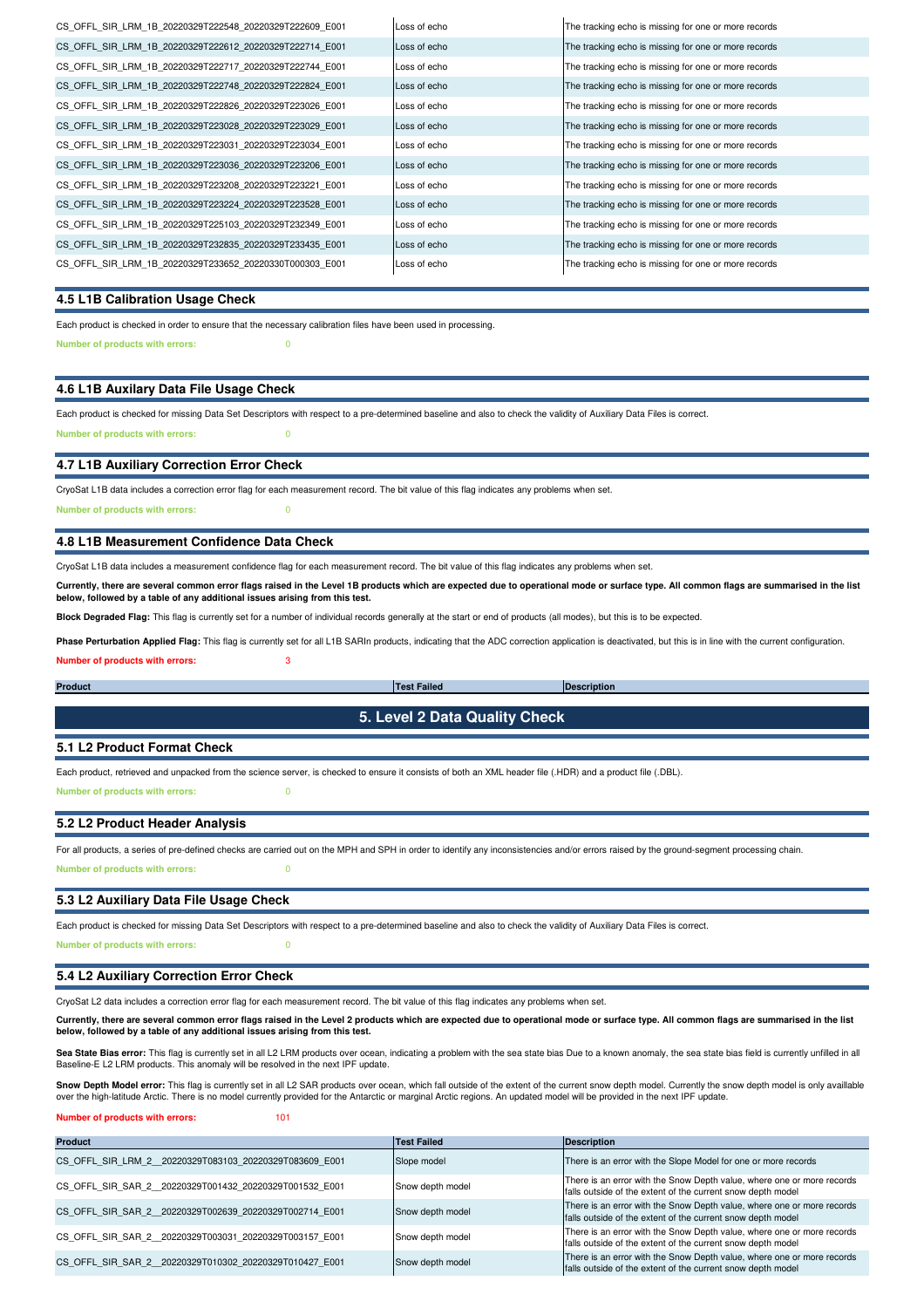| | | |
|---|---|---|
| CS_OFFL_SIR_LRM_1B_20220329T222548_20220329T222609_E001 | Loss of echo | The tracking echo is missing for one or more records |
| CS_OFFL_SIR_LRM_1B_20220329T222612_20220329T222714_E001 | Loss of echo | The tracking echo is missing for one or more records |
| CS_OFFL_SIR_LRM_1B_20220329T222717_20220329T222744_E001 | Loss of echo | The tracking echo is missing for one or more records |
| CS_OFFL_SIR_LRM_1B_20220329T222748_20220329T222824_E001 | Loss of echo | The tracking echo is missing for one or more records |
| CS_OFFL_SIR_LRM_1B_20220329T222826_20220329T223026_E001 | Loss of echo | The tracking echo is missing for one or more records |
| CS_OFFL_SIR_LRM_1B_20220329T223028_20220329T223029_E001 | Loss of echo | The tracking echo is missing for one or more records |
| CS_OFFL_SIR_LRM_1B_20220329T223031_20220329T223034_E001 | Loss of echo | The tracking echo is missing for one or more records |
| CS_OFFL_SIR_LRM_1B_20220329T223036_20220329T223206_E001 | Loss of echo | The tracking echo is missing for one or more records |
| CS_OFFL_SIR_LRM_1B_20220329T223208_20220329T223221_E001 | Loss of echo | The tracking echo is missing for one or more records |
| CS_OFFL_SIR_LRM_1B_20220329T223224_20220329T223528_E001 | Loss of echo | The tracking echo is missing for one or more records |
| CS_OFFL_SIR_LRM_1B_20220329T225103_20220329T232349_E001 | Loss of echo | The tracking echo is missing for one or more records |
| CS_OFFL_SIR_LRM_1B_20220329T232835_20220329T233435_E001 | Loss of echo | The tracking echo is missing for one or more records |
| CS_OFFL_SIR_LRM_1B_20220329T233652_20220330T000303_E001 | Loss of echo | The tracking echo is missing for one or more records |

### 4.5 L1B Calibration Usage Check

Each product is checked in order to ensure that the necessary calibration files have been used in processing.

**Number of products with errors:** 0

### 4.6 L1B Auxilary Data File Usage Check

Each product is checked for missing Data Set Descriptors with respect to a pre-determined baseline and also to check the validity of Auxiliary Data Files is correct.

**Number of products with errors:** 0

### 4.7 L1B Auxiliary Correction Error Check

CryoSat L1B data includes a correction error flag for each measurement record. The bit value of this flag indicates any problems when set.

**Number of products with errors:** 0

### 4.8 L1B Measurement Confidence Data Check

CryoSat L1B data includes a measurement confidence flag for each measurement record. The bit value of this flag indicates any problems when set.

**Currently, there are several common error flags raised in the Level 1B products which are expected due to operational mode or surface type. All common flags are summarised in the list below, followed by a table of any additional issues arising from this test.**

**Block Degraded Flag:** This flag is currently set for a number of individual records generally at the start or end of products (all modes), but this is to be expected.

**Phase Perturbation Applied Flag:** This flag is currently set for all L1B SARIn products, indicating that the ADC correction application is deactivated, but this is in line with the current configuration.

**Number of products with errors:** 3

| Product | Test Failed | Description |
|---|---|---|

## 5. Level 2 Data Quality Check

### 5.1 L2 Product Format Check

Each product, retrieved and unpacked from the science server, is checked to ensure it consists of both an XML header file (.HDR) and a product file (.DBL).

**Number of products with errors:** 0

### 5.2 L2 Product Header Analysis

For all products, a series of pre-defined checks are carried out on the MPH and SPH in order to identify any inconsistencies and/or errors raised by the ground-segment processing chain.

**Number of products with errors:** 0

### 5.3 L2 Auxiliary Data File Usage Check

Each product is checked for missing Data Set Descriptors with respect to a pre-determined baseline and also to check the validity of Auxiliary Data Files is correct.

**Number of products with errors:** 0

### 5.4 L2 Auxiliary Correction Error Check

CryoSat L2 data includes a correction error flag for each measurement record. The bit value of this flag indicates any problems when set.

**Currently, there are several common error flags raised in the Level 2 products which are expected due to operational mode or surface type. All common flags are summarised in the list below, followed by a table of any additional issues arising from this test.**

**Sea State Bias error:** This flag is currently set in all L2 LRM products over ocean, indicating a problem with the sea state bias Due to a known anomaly, the sea state bias field is currently unfilled in all Baseline-E L2 LRM products. This anomaly will be resolved in the next IPF update.

**Snow Depth Model error:** This flag is currently set in all L2 SAR products over ocean, which fall outside of the extent of the current snow depth model. Currently the snow depth model is only availlable over the high-latitude Arctic. There is no model currently provided for the Antarctic or marginal Arctic regions. An updated model will be provided in the next IPF update.

**Number of products with errors:** 101

| Product | Test Failed | Description |
|---|---|---|
| CS_OFFL_SIR_LRM_2__20220329T083103_20220329T083609_E001 | Slope model | There is an error with the Slope Model for one or more records |
| CS_OFFL_SIR_SAR_2__20220329T001432_20220329T001532_E001 | Snow depth model | There is an error with the Snow Depth value, where one or more records falls outside of the extent of the current snow depth model |
| CS_OFFL_SIR_SAR_2__20220329T002639_20220329T002714_E001 | Snow depth model | There is an error with the Snow Depth value, where one or more records falls outside of the extent of the current snow depth model |
| CS_OFFL_SIR_SAR_2__20220329T003031_20220329T003157_E001 | Snow depth model | There is an error with the Snow Depth value, where one or more records falls outside of the extent of the current snow depth model |
| CS_OFFL_SIR_SAR_2__20220329T010302_20220329T010427_E001 | Snow depth model | There is an error with the Snow Depth value, where one or more records falls outside of the extent of the current snow depth model |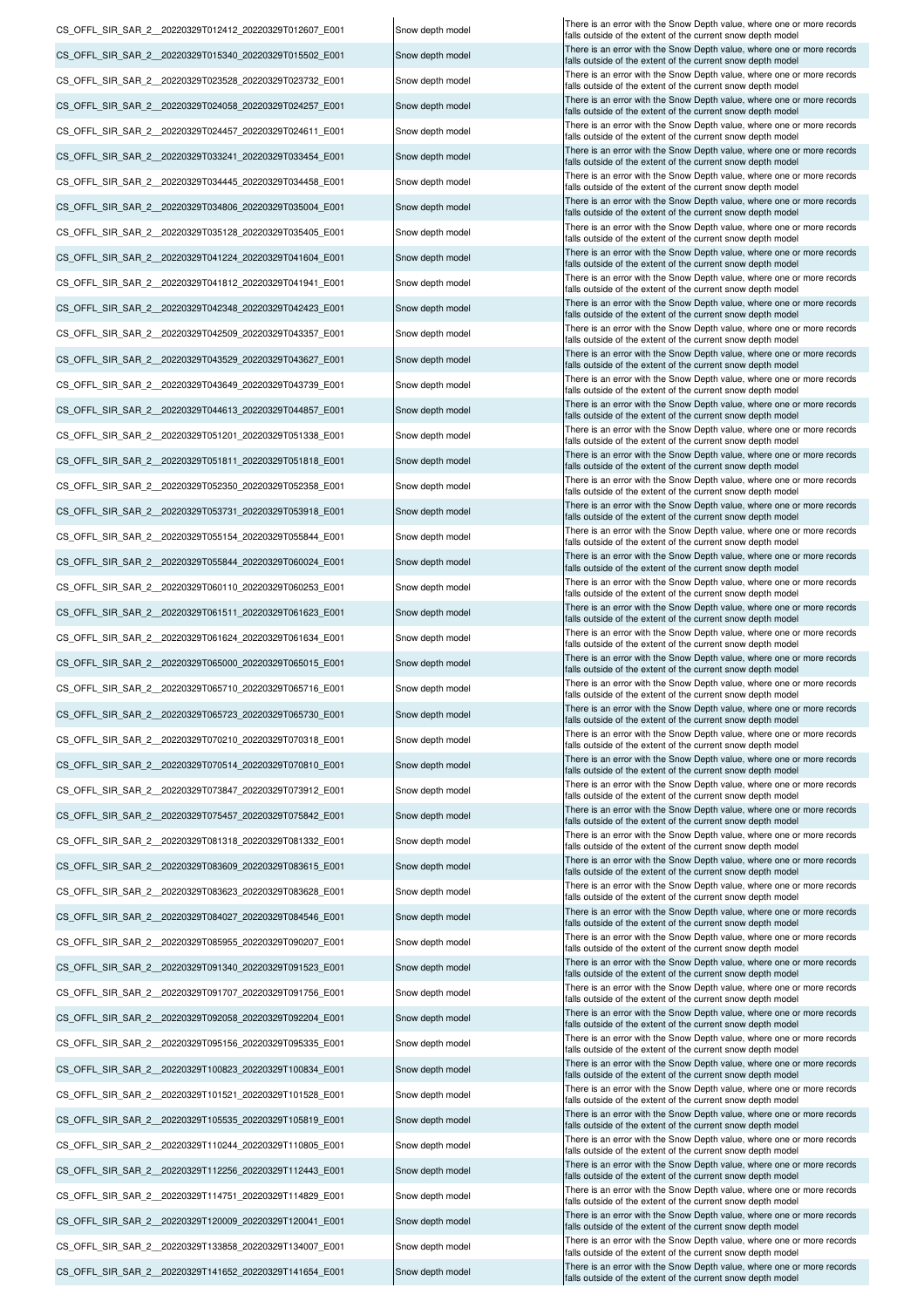| | | |
|---|---|---|
| CS_OFFL_SIR_SAR_2__20220329T012412_20220329T012607_E001 | Snow depth model | There is an error with the Snow Depth value, where one or more records falls outside of the extent of the current snow depth model |
| CS_OFFL_SIR_SAR_2__20220329T015340_20220329T015502_E001 | Snow depth model | There is an error with the Snow Depth value, where one or more records falls outside of the extent of the current snow depth model |
| CS_OFFL_SIR_SAR_2__20220329T023528_20220329T023732_E001 | Snow depth model | There is an error with the Snow Depth value, where one or more records falls outside of the extent of the current snow depth model |
| CS_OFFL_SIR_SAR_2__20220329T024058_20220329T024257_E001 | Snow depth model | There is an error with the Snow Depth value, where one or more records falls outside of the extent of the current snow depth model |
| CS_OFFL_SIR_SAR_2__20220329T024457_20220329T024611_E001 | Snow depth model | There is an error with the Snow Depth value, where one or more records falls outside of the extent of the current snow depth model |
| CS_OFFL_SIR_SAR_2__20220329T033241_20220329T033454_E001 | Snow depth model | There is an error with the Snow Depth value, where one or more records falls outside of the extent of the current snow depth model |
| CS_OFFL_SIR_SAR_2__20220329T034445_20220329T034458_E001 | Snow depth model | There is an error with the Snow Depth value, where one or more records falls outside of the extent of the current snow depth model |
| CS_OFFL_SIR_SAR_2__20220329T034806_20220329T035004_E001 | Snow depth model | There is an error with the Snow Depth value, where one or more records falls outside of the extent of the current snow depth model |
| CS_OFFL_SIR_SAR_2__20220329T035128_20220329T035405_E001 | Snow depth model | There is an error with the Snow Depth value, where one or more records falls outside of the extent of the current snow depth model |
| CS_OFFL_SIR_SAR_2__20220329T041224_20220329T041604_E001 | Snow depth model | There is an error with the Snow Depth value, where one or more records falls outside of the extent of the current snow depth model |
| CS_OFFL_SIR_SAR_2__20220329T041812_20220329T041941_E001 | Snow depth model | There is an error with the Snow Depth value, where one or more records falls outside of the extent of the current snow depth model |
| CS_OFFL_SIR_SAR_2__20220329T042348_20220329T042423_E001 | Snow depth model | There is an error with the Snow Depth value, where one or more records falls outside of the extent of the current snow depth model |
| CS_OFFL_SIR_SAR_2__20220329T042509_20220329T043357_E001 | Snow depth model | There is an error with the Snow Depth value, where one or more records falls outside of the extent of the current snow depth model |
| CS_OFFL_SIR_SAR_2__20220329T043529_20220329T043627_E001 | Snow depth model | There is an error with the Snow Depth value, where one or more records falls outside of the extent of the current snow depth model |
| CS_OFFL_SIR_SAR_2__20220329T043649_20220329T043739_E001 | Snow depth model | There is an error with the Snow Depth value, where one or more records falls outside of the extent of the current snow depth model |
| CS_OFFL_SIR_SAR_2__20220329T044613_20220329T044857_E001 | Snow depth model | There is an error with the Snow Depth value, where one or more records falls outside of the extent of the current snow depth model |
| CS_OFFL_SIR_SAR_2__20220329T051201_20220329T051338_E001 | Snow depth model | There is an error with the Snow Depth value, where one or more records falls outside of the extent of the current snow depth model |
| CS_OFFL_SIR_SAR_2__20220329T051811_20220329T051818_E001 | Snow depth model | There is an error with the Snow Depth value, where one or more records falls outside of the extent of the current snow depth model |
| CS_OFFL_SIR_SAR_2__20220329T052350_20220329T052358_E001 | Snow depth model | There is an error with the Snow Depth value, where one or more records falls outside of the extent of the current snow depth model |
| CS_OFFL_SIR_SAR_2__20220329T053731_20220329T053918_E001 | Snow depth model | There is an error with the Snow Depth value, where one or more records falls outside of the extent of the current snow depth model |
| CS_OFFL_SIR_SAR_2__20220329T055154_20220329T055844_E001 | Snow depth model | There is an error with the Snow Depth value, where one or more records falls outside of the extent of the current snow depth model |
| CS_OFFL_SIR_SAR_2__20220329T055844_20220329T060024_E001 | Snow depth model | There is an error with the Snow Depth value, where one or more records falls outside of the extent of the current snow depth model |
| CS_OFFL_SIR_SAR_2__20220329T060110_20220329T060253_E001 | Snow depth model | There is an error with the Snow Depth value, where one or more records falls outside of the extent of the current snow depth model |
| CS_OFFL_SIR_SAR_2__20220329T061511_20220329T061623_E001 | Snow depth model | There is an error with the Snow Depth value, where one or more records falls outside of the extent of the current snow depth model |
| CS_OFFL_SIR_SAR_2__20220329T061624_20220329T061634_E001 | Snow depth model | There is an error with the Snow Depth value, where one or more records falls outside of the extent of the current snow depth model |
| CS_OFFL_SIR_SAR_2__20220329T065000_20220329T065015_E001 | Snow depth model | There is an error with the Snow Depth value, where one or more records falls outside of the extent of the current snow depth model |
| CS_OFFL_SIR_SAR_2__20220329T065710_20220329T065716_E001 | Snow depth model | There is an error with the Snow Depth value, where one or more records falls outside of the extent of the current snow depth model |
| CS_OFFL_SIR_SAR_2__20220329T065723_20220329T065730_E001 | Snow depth model | There is an error with the Snow Depth value, where one or more records falls outside of the extent of the current snow depth model |
| CS_OFFL_SIR_SAR_2__20220329T070210_20220329T070318_E001 | Snow depth model | There is an error with the Snow Depth value, where one or more records falls outside of the extent of the current snow depth model |
| CS_OFFL_SIR_SAR_2__20220329T070514_20220329T070810_E001 | Snow depth model | There is an error with the Snow Depth value, where one or more records falls outside of the extent of the current snow depth model |
| CS_OFFL_SIR_SAR_2__20220329T073847_20220329T073912_E001 | Snow depth model | There is an error with the Snow Depth value, where one or more records falls outside of the extent of the current snow depth model |
| CS_OFFL_SIR_SAR_2__20220329T075457_20220329T075842_E001 | Snow depth model | There is an error with the Snow Depth value, where one or more records falls outside of the extent of the current snow depth model |
| CS_OFFL_SIR_SAR_2__20220329T081318_20220329T081332_E001 | Snow depth model | There is an error with the Snow Depth value, where one or more records falls outside of the extent of the current snow depth model |
| CS_OFFL_SIR_SAR_2__20220329T083609_20220329T083615_E001 | Snow depth model | There is an error with the Snow Depth value, where one or more records falls outside of the extent of the current snow depth model |
| CS_OFFL_SIR_SAR_2__20220329T083623_20220329T083628_E001 | Snow depth model | There is an error with the Snow Depth value, where one or more records falls outside of the extent of the current snow depth model |
| CS_OFFL_SIR_SAR_2__20220329T084027_20220329T084546_E001 | Snow depth model | There is an error with the Snow Depth value, where one or more records falls outside of the extent of the current snow depth model |
| CS_OFFL_SIR_SAR_2__20220329T085955_20220329T090207_E001 | Snow depth model | There is an error with the Snow Depth value, where one or more records falls outside of the extent of the current snow depth model |
| CS_OFFL_SIR_SAR_2__20220329T091340_20220329T091523_E001 | Snow depth model | There is an error with the Snow Depth value, where one or more records falls outside of the extent of the current snow depth model |
| CS_OFFL_SIR_SAR_2__20220329T091707_20220329T091756_E001 | Snow depth model | There is an error with the Snow Depth value, where one or more records falls outside of the extent of the current snow depth model |
| CS_OFFL_SIR_SAR_2__20220329T092058_20220329T092204_E001 | Snow depth model | There is an error with the Snow Depth value, where one or more records falls outside of the extent of the current snow depth model |
| CS_OFFL_SIR_SAR_2__20220329T095156_20220329T095335_E001 | Snow depth model | There is an error with the Snow Depth value, where one or more records falls outside of the extent of the current snow depth model |
| CS_OFFL_SIR_SAR_2__20220329T100823_20220329T100834_E001 | Snow depth model | There is an error with the Snow Depth value, where one or more records falls outside of the extent of the current snow depth model |
| CS_OFFL_SIR_SAR_2__20220329T101521_20220329T101528_E001 | Snow depth model | There is an error with the Snow Depth value, where one or more records falls outside of the extent of the current snow depth model |
| CS_OFFL_SIR_SAR_2__20220329T105535_20220329T105819_E001 | Snow depth model | There is an error with the Snow Depth value, where one or more records falls outside of the extent of the current snow depth model |
| CS_OFFL_SIR_SAR_2__20220329T110244_20220329T110805_E001 | Snow depth model | There is an error with the Snow Depth value, where one or more records falls outside of the extent of the current snow depth model |
| CS_OFFL_SIR_SAR_2__20220329T112256_20220329T112443_E001 | Snow depth model | There is an error with the Snow Depth value, where one or more records falls outside of the extent of the current snow depth model |
| CS_OFFL_SIR_SAR_2__20220329T114751_20220329T114829_E001 | Snow depth model | There is an error with the Snow Depth value, where one or more records falls outside of the extent of the current snow depth model |
| CS_OFFL_SIR_SAR_2__20220329T120009_20220329T120041_E001 | Snow depth model | There is an error with the Snow Depth value, where one or more records falls outside of the extent of the current snow depth model |
| CS_OFFL_SIR_SAR_2__20220329T133858_20220329T134007_E001 | Snow depth model | There is an error with the Snow Depth value, where one or more records falls outside of the extent of the current snow depth model |
| CS_OFFL_SIR_SAR_2__20220329T141652_20220329T141654_E001 | Snow depth model | There is an error with the Snow Depth value, where one or more records falls outside of the extent of the current snow depth model |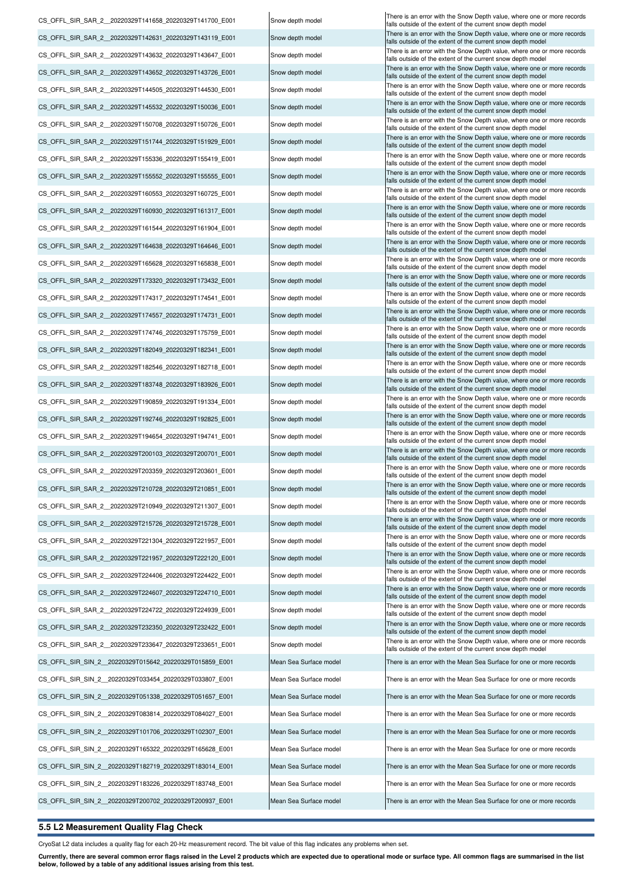| | | |
|---|---|---|
| CS_OFFL_SIR_SAR_2__20220329T141658_20220329T141700_E001 | Snow depth model | There is an error with the Snow Depth value, where one or more records falls outside of the extent of the current snow depth model |
| CS_OFFL_SIR_SAR_2__20220329T142631_20220329T143119_E001 | Snow depth model | There is an error with the Snow Depth value, where one or more records falls outside of the extent of the current snow depth model |
| CS_OFFL_SIR_SAR_2__20220329T143632_20220329T143647_E001 | Snow depth model | There is an error with the Snow Depth value, where one or more records falls outside of the extent of the current snow depth model |
| CS_OFFL_SIR_SAR_2__20220329T143652_20220329T143726_E001 | Snow depth model | There is an error with the Snow Depth value, where one or more records falls outside of the extent of the current snow depth model |
| CS_OFFL_SIR_SAR_2__20220329T144505_20220329T144530_E001 | Snow depth model | There is an error with the Snow Depth value, where one or more records falls outside of the extent of the current snow depth model |
| CS_OFFL_SIR_SAR_2__20220329T145532_20220329T150036_E001 | Snow depth model | There is an error with the Snow Depth value, where one or more records falls outside of the extent of the current snow depth model |
| CS_OFFL_SIR_SAR_2__20220329T150708_20220329T150726_E001 | Snow depth model | There is an error with the Snow Depth value, where one or more records falls outside of the extent of the current snow depth model |
| CS_OFFL_SIR_SAR_2__20220329T151744_20220329T151929_E001 | Snow depth model | There is an error with the Snow Depth value, where one or more records falls outside of the extent of the current snow depth model |
| CS_OFFL_SIR_SAR_2__20220329T155336_20220329T155419_E001 | Snow depth model | There is an error with the Snow Depth value, where one or more records falls outside of the extent of the current snow depth model |
| CS_OFFL_SIR_SAR_2__20220329T155552_20220329T155555_E001 | Snow depth model | There is an error with the Snow Depth value, where one or more records falls outside of the extent of the current snow depth model |
| CS_OFFL_SIR_SAR_2__20220329T160553_20220329T160725_E001 | Snow depth model | There is an error with the Snow Depth value, where one or more records falls outside of the extent of the current snow depth model |
| CS_OFFL_SIR_SAR_2__20220329T160930_20220329T161317_E001 | Snow depth model | There is an error with the Snow Depth value, where one or more records falls outside of the extent of the current snow depth model |
| CS_OFFL_SIR_SAR_2__20220329T161544_20220329T161904_E001 | Snow depth model | There is an error with the Snow Depth value, where one or more records falls outside of the extent of the current snow depth model |
| CS_OFFL_SIR_SAR_2__20220329T164638_20220329T164646_E001 | Snow depth model | There is an error with the Snow Depth value, where one or more records falls outside of the extent of the current snow depth model |
| CS_OFFL_SIR_SAR_2__20220329T165628_20220329T165838_E001 | Snow depth model | There is an error with the Snow Depth value, where one or more records falls outside of the extent of the current snow depth model |
| CS_OFFL_SIR_SAR_2__20220329T173320_20220329T173432_E001 | Snow depth model | There is an error with the Snow Depth value, where one or more records falls outside of the extent of the current snow depth model |
| CS_OFFL_SIR_SAR_2__20220329T174317_20220329T174541_E001 | Snow depth model | There is an error with the Snow Depth value, where one or more records falls outside of the extent of the current snow depth model |
| CS_OFFL_SIR_SAR_2__20220329T174557_20220329T174731_E001 | Snow depth model | There is an error with the Snow Depth value, where one or more records falls outside of the extent of the current snow depth model |
| CS_OFFL_SIR_SAR_2__20220329T174746_20220329T175759_E001 | Snow depth model | There is an error with the Snow Depth value, where one or more records falls outside of the extent of the current snow depth model |
| CS_OFFL_SIR_SAR_2__20220329T182049_20220329T182341_E001 | Snow depth model | There is an error with the Snow Depth value, where one or more records falls outside of the extent of the current snow depth model |
| CS_OFFL_SIR_SAR_2__20220329T182546_20220329T182718_E001 | Snow depth model | There is an error with the Snow Depth value, where one or more records falls outside of the extent of the current snow depth model |
| CS_OFFL_SIR_SAR_2__20220329T183748_20220329T183926_E001 | Snow depth model | There is an error with the Snow Depth value, where one or more records falls outside of the extent of the current snow depth model |
| CS_OFFL_SIR_SAR_2__20220329T190859_20220329T191334_E001 | Snow depth model | There is an error with the Snow Depth value, where one or more records falls outside of the extent of the current snow depth model |
| CS_OFFL_SIR_SAR_2__20220329T192746_20220329T192825_E001 | Snow depth model | There is an error with the Snow Depth value, where one or more records falls outside of the extent of the current snow depth model |
| CS_OFFL_SIR_SAR_2__20220329T194654_20220329T194741_E001 | Snow depth model | There is an error with the Snow Depth value, where one or more records falls outside of the extent of the current snow depth model |
| CS_OFFL_SIR_SAR_2__20220329T200103_20220329T200701_E001 | Snow depth model | There is an error with the Snow Depth value, where one or more records falls outside of the extent of the current snow depth model |
| CS_OFFL_SIR_SAR_2__20220329T203359_20220329T203601_E001 | Snow depth model | There is an error with the Snow Depth value, where one or more records falls outside of the extent of the current snow depth model |
| CS_OFFL_SIR_SAR_2__20220329T210728_20220329T210851_E001 | Snow depth model | There is an error with the Snow Depth value, where one or more records falls outside of the extent of the current snow depth model |
| CS_OFFL_SIR_SAR_2__20220329T210949_20220329T211307_E001 | Snow depth model | There is an error with the Snow Depth value, where one or more records falls outside of the extent of the current snow depth model |
| CS_OFFL_SIR_SAR_2__20220329T215726_20220329T215728_E001 | Snow depth model | There is an error with the Snow Depth value, where one or more records falls outside of the extent of the current snow depth model |
| CS_OFFL_SIR_SAR_2__20220329T221304_20220329T221957_E001 | Snow depth model | There is an error with the Snow Depth value, where one or more records falls outside of the extent of the current snow depth model |
| CS_OFFL_SIR_SAR_2__20220329T221957_20220329T222120_E001 | Snow depth model | There is an error with the Snow Depth value, where one or more records falls outside of the extent of the current snow depth model |
| CS_OFFL_SIR_SAR_2__20220329T224406_20220329T224422_E001 | Snow depth model | There is an error with the Snow Depth value, where one or more records falls outside of the extent of the current snow depth model |
| CS_OFFL_SIR_SAR_2__20220329T224607_20220329T224710_E001 | Snow depth model | There is an error with the Snow Depth value, where one or more records falls outside of the extent of the current snow depth model |
| CS_OFFL_SIR_SAR_2__20220329T224722_20220329T224939_E001 | Snow depth model | There is an error with the Snow Depth value, where one or more records falls outside of the extent of the current snow depth model |
| CS_OFFL_SIR_SAR_2__20220329T232350_20220329T232422_E001 | Snow depth model | There is an error with the Snow Depth value, where one or more records falls outside of the extent of the current snow depth model |
| CS_OFFL_SIR_SAR_2__20220329T233647_20220329T233651_E001 | Snow depth model | There is an error with the Snow Depth value, where one or more records falls outside of the extent of the current snow depth model |
| CS_OFFL_SIR_SIN_2__20220329T015642_20220329T015859_E001 | Mean Sea Surface model | There is an error with the Mean Sea Surface for one or more records |
| CS_OFFL_SIR_SIN_2__20220329T033454_20220329T033807_E001 | Mean Sea Surface model | There is an error with the Mean Sea Surface for one or more records |
| CS_OFFL_SIR_SIN_2__20220329T051338_20220329T051657_E001 | Mean Sea Surface model | There is an error with the Mean Sea Surface for one or more records |
| CS_OFFL_SIR_SIN_2__20220329T083814_20220329T084027_E001 | Mean Sea Surface model | There is an error with the Mean Sea Surface for one or more records |
| CS_OFFL_SIR_SIN_2__20220329T101706_20220329T102307_E001 | Mean Sea Surface model | There is an error with the Mean Sea Surface for one or more records |
| CS_OFFL_SIR_SIN_2__20220329T165322_20220329T165628_E001 | Mean Sea Surface model | There is an error with the Mean Sea Surface for one or more records |
| CS_OFFL_SIR_SIN_2__20220329T182719_20220329T183014_E001 | Mean Sea Surface model | There is an error with the Mean Sea Surface for one or more records |
| CS_OFFL_SIR_SIN_2__20220329T183226_20220329T183748_E001 | Mean Sea Surface model | There is an error with the Mean Sea Surface for one or more records |
| CS_OFFL_SIR_SIN_2__20220329T200702_20220329T200937_E001 | Mean Sea Surface model | There is an error with the Mean Sea Surface for one or more records |

## 5.5 L2 Measurement Quality Flag Check

CryoSat L2 data includes a quality flag for each 20-Hz measurement record. The bit value of this flag indicates any problems when set.

**Currently, there are several common error flags raised in the Level 2 products which are expected due to operational mode or surface type. All common flags are summarised in the list below, followed by a table of any additional issues arising from this test.**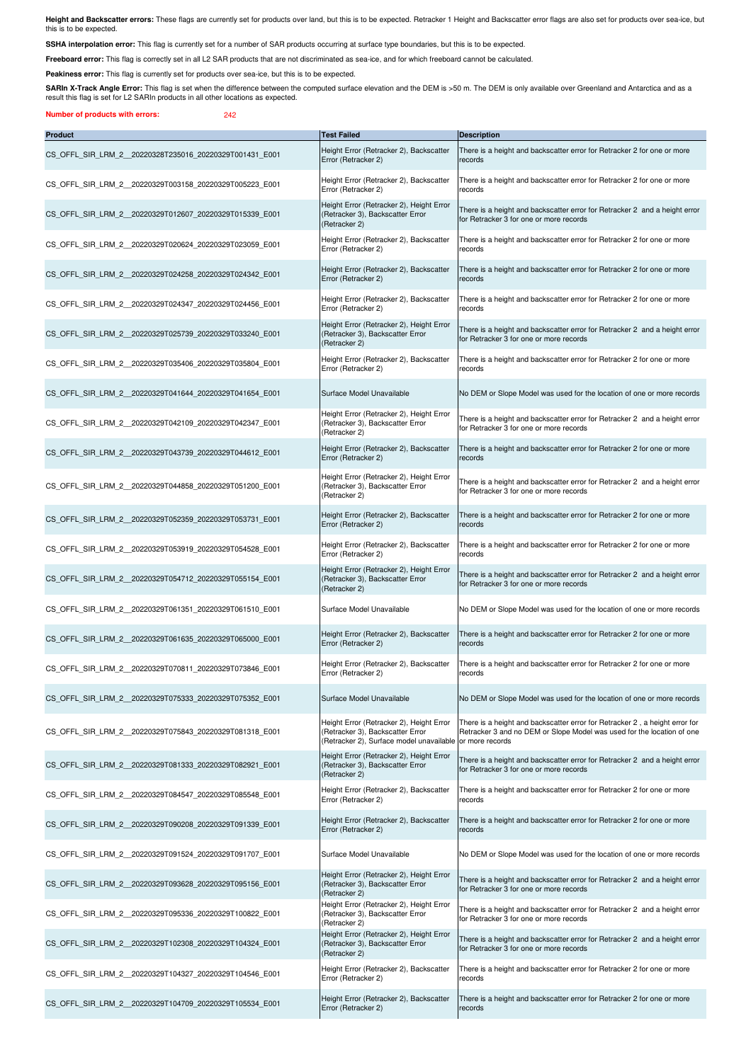**Height and Backscatter errors:** These flags are currently set for products over land, but this is to be expected. Retracker 1 Height and Backscatter error flags are also set for products over sea-ice, but this is to be expected.

**SSHA interpolation error:** This flag is currently set for a number of SAR products occurring at surface type boundaries, but this is to be expected.

**Freeboard error:** This flag is correctly set in all L2 SAR products that are not discriminated as sea-ice, and for which freeboard cannot be calculated.

**Peakiness error:** This flag is currently set for products over sea-ice, but this is to be expected.

**SARIn X-Track Angle Error:** This flag is set when the difference between the computed surface elevation and the DEM is >50 m. The DEM is only available over Greenland and Antarctica and as a result this flag is set for L2 SARIn products in all other locations as expected.

**Number of products with errors:** 242

| Product | Test Failed | Description |
|---|---|---|
| CS_OFFL_SIR_LRM_2__20220328T235016_20220329T001431_E001 | Height Error (Retracker 2), Backscatter Error (Retracker 2) | There is a height and backscatter error for Retracker 2 for one or more records |
| CS_OFFL_SIR_LRM_2__20220329T003158_20220329T005223_E001 | Height Error (Retracker 2), Backscatter Error (Retracker 2) | There is a height and backscatter error for Retracker 2 for one or more records |
| CS_OFFL_SIR_LRM_2__20220329T012607_20220329T015339_E001 | Height Error (Retracker 2), Height Error (Retracker 3), Backscatter Error (Retracker 2) | There is a height and backscatter error for Retracker 2 and a height error for Retracker 3 for one or more records |
| CS_OFFL_SIR_LRM_2__20220329T020624_20220329T023059_E001 | Height Error (Retracker 2), Backscatter Error (Retracker 2) | There is a height and backscatter error for Retracker 2 for one or more records |
| CS_OFFL_SIR_LRM_2__20220329T024258_20220329T024342_E001 | Height Error (Retracker 2), Backscatter Error (Retracker 2) | There is a height and backscatter error for Retracker 2 for one or more records |
| CS_OFFL_SIR_LRM_2__20220329T024347_20220329T024456_E001 | Height Error (Retracker 2), Backscatter Error (Retracker 2) | There is a height and backscatter error for Retracker 2 for one or more records |
| CS_OFFL_SIR_LRM_2__20220329T025739_20220329T033240_E001 | Height Error (Retracker 2), Height Error (Retracker 3), Backscatter Error (Retracker 2) | There is a height and backscatter error for Retracker 2 and a height error for Retracker 3 for one or more records |
| CS_OFFL_SIR_LRM_2__20220329T035406_20220329T035804_E001 | Height Error (Retracker 2), Backscatter Error (Retracker 2) | There is a height and backscatter error for Retracker 2 for one or more records |
| CS_OFFL_SIR_LRM_2__20220329T041644_20220329T041654_E001 | Surface Model Unavailable | No DEM or Slope Model was used for the location of one or more records |
| CS_OFFL_SIR_LRM_2__20220329T042109_20220329T042347_E001 | Height Error (Retracker 2), Height Error (Retracker 3), Backscatter Error (Retracker 2) | There is a height and backscatter error for Retracker 2 and a height error for Retracker 3 for one or more records |
| CS_OFFL_SIR_LRM_2__20220329T043739_20220329T044612_E001 | Height Error (Retracker 2), Backscatter Error (Retracker 2) | There is a height and backscatter error for Retracker 2 for one or more records |
| CS_OFFL_SIR_LRM_2__20220329T044858_20220329T051200_E001 | Height Error (Retracker 2), Height Error (Retracker 3), Backscatter Error (Retracker 2) | There is a height and backscatter error for Retracker 2 and a height error for Retracker 3 for one or more records |
| CS_OFFL_SIR_LRM_2__20220329T052359_20220329T053731_E001 | Height Error (Retracker 2), Backscatter Error (Retracker 2) | There is a height and backscatter error for Retracker 2 for one or more records |
| CS_OFFL_SIR_LRM_2__20220329T053919_20220329T054528_E001 | Height Error (Retracker 2), Backscatter Error (Retracker 2) | There is a height and backscatter error for Retracker 2 for one or more records |
| CS_OFFL_SIR_LRM_2__20220329T054712_20220329T055154_E001 | Height Error (Retracker 2), Height Error (Retracker 3), Backscatter Error (Retracker 2) | There is a height and backscatter error for Retracker 2 and a height error for Retracker 3 for one or more records |
| CS_OFFL_SIR_LRM_2__20220329T061351_20220329T061510_E001 | Surface Model Unavailable | No DEM or Slope Model was used for the location of one or more records |
| CS_OFFL_SIR_LRM_2__20220329T061635_20220329T065000_E001 | Height Error (Retracker 2), Backscatter Error (Retracker 2) | There is a height and backscatter error for Retracker 2 for one or more records |
| CS_OFFL_SIR_LRM_2__20220329T070811_20220329T073846_E001 | Height Error (Retracker 2), Backscatter Error (Retracker 2) | There is a height and backscatter error for Retracker 2 for one or more records |
| CS_OFFL_SIR_LRM_2__20220329T075333_20220329T075352_E001 | Surface Model Unavailable | No DEM or Slope Model was used for the location of one or more records |
| CS_OFFL_SIR_LRM_2__20220329T075843_20220329T081318_E001 | Height Error (Retracker 2), Height Error (Retracker 3), Backscatter Error (Retracker 2), Surface model unavailable | There is a height and backscatter error for Retracker 2 , a height error for Retracker 3 and no DEM or Slope Model was used for the location of one or more records |
| CS_OFFL_SIR_LRM_2__20220329T081333_20220329T082921_E001 | Height Error (Retracker 2), Height Error (Retracker 3), Backscatter Error (Retracker 2) | There is a height and backscatter error for Retracker 2 and a height error for Retracker 3 for one or more records |
| CS_OFFL_SIR_LRM_2__20220329T084547_20220329T085548_E001 | Height Error (Retracker 2), Backscatter Error (Retracker 2) | There is a height and backscatter error for Retracker 2 for one or more records |
| CS_OFFL_SIR_LRM_2__20220329T090208_20220329T091339_E001 | Height Error (Retracker 2), Backscatter Error (Retracker 2) | There is a height and backscatter error for Retracker 2 for one or more records |
| CS_OFFL_SIR_LRM_2__20220329T091524_20220329T091707_E001 | Surface Model Unavailable | No DEM or Slope Model was used for the location of one or more records |
| CS_OFFL_SIR_LRM_2__20220329T093628_20220329T095156_E001 | Height Error (Retracker 2), Height Error (Retracker 3), Backscatter Error (Retracker 2) | There is a height and backscatter error for Retracker 2 and a height error for Retracker 3 for one or more records |
| CS_OFFL_SIR_LRM_2__20220329T095336_20220329T100822_E001 | Height Error (Retracker 2), Height Error (Retracker 3), Backscatter Error (Retracker 2) | There is a height and backscatter error for Retracker 2 and a height error for Retracker 3 for one or more records |
| CS_OFFL_SIR_LRM_2__20220329T102308_20220329T104324_E001 | Height Error (Retracker 2), Height Error (Retracker 3), Backscatter Error (Retracker 2) | There is a height and backscatter error for Retracker 2 and a height error for Retracker 3 for one or more records |
| CS_OFFL_SIR_LRM_2__20220329T104327_20220329T104546_E001 | Height Error (Retracker 2), Backscatter Error (Retracker 2) | There is a height and backscatter error for Retracker 2 for one or more records |
| CS_OFFL_SIR_LRM_2__20220329T104709_20220329T105534_E001 | Height Error (Retracker 2), Backscatter Error (Retracker 2) | There is a height and backscatter error for Retracker 2 for one or more records |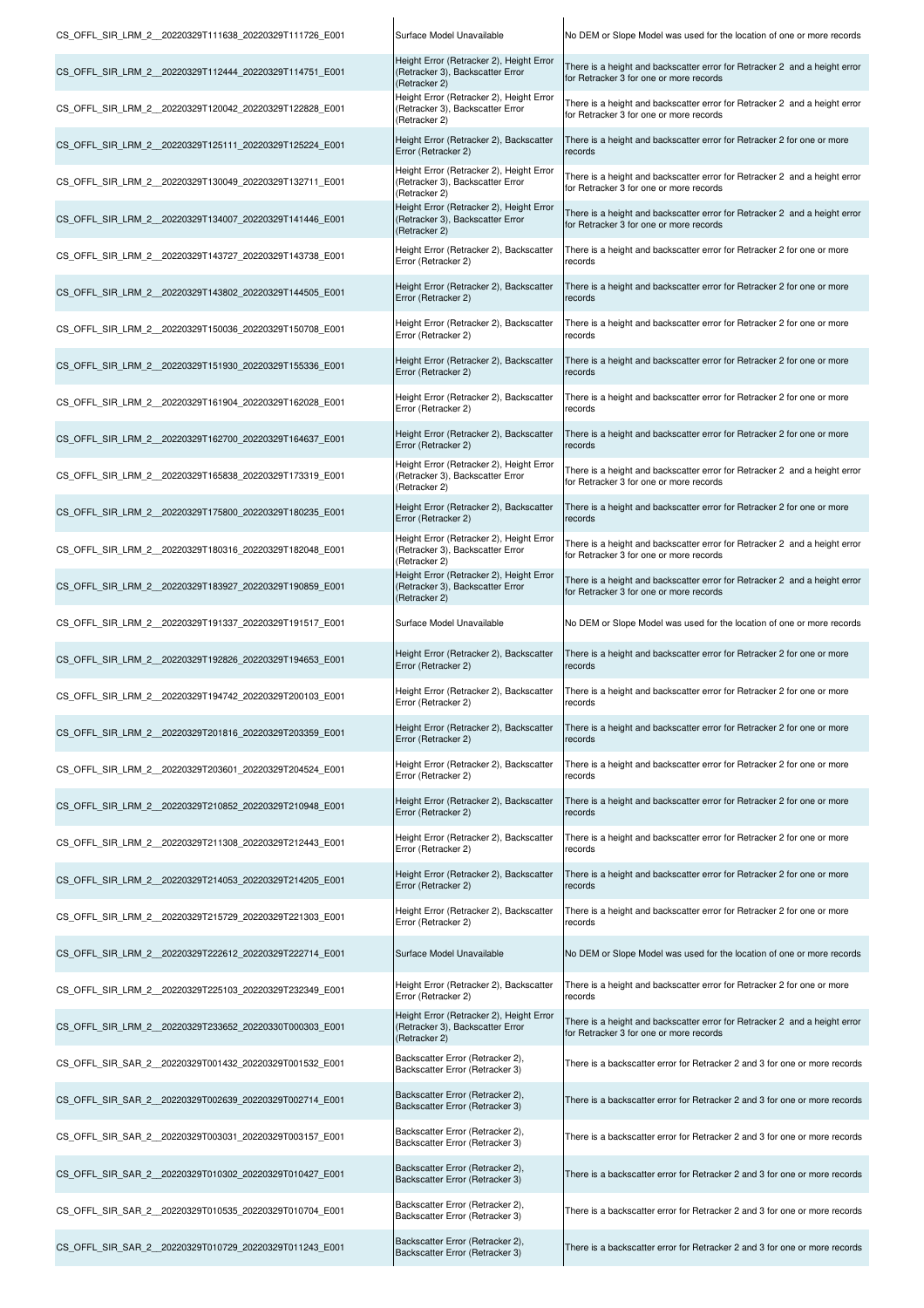| | | |
|---|---|---|
| CS_OFFL_SIR_LRM_2__20220329T111638_20220329T111726_E001 | Surface Model Unavailable | No DEM or Slope Model was used for the location of one or more records |
| CS_OFFL_SIR_LRM_2__20220329T112444_20220329T114751_E001 | Height Error (Retracker 2), Height Error (Retracker 3), Backscatter Error (Retracker 2) | There is a height and backscatter error for Retracker 2 and a height error for Retracker 3 for one or more records |
| CS_OFFL_SIR_LRM_2__20220329T120042_20220329T122828_E001 | Height Error (Retracker 2), Height Error (Retracker 3), Backscatter Error (Retracker 2) | There is a height and backscatter error for Retracker 2 and a height error for Retracker 3 for one or more records |
| CS_OFFL_SIR_LRM_2__20220329T125111_20220329T125224_E001 | Height Error (Retracker 2), Backscatter Error (Retracker 2) | There is a height and backscatter error for Retracker 2 for one or more records |
| CS_OFFL_SIR_LRM_2__20220329T130049_20220329T132711_E001 | Height Error (Retracker 2), Height Error (Retracker 3), Backscatter Error (Retracker 2) | There is a height and backscatter error for Retracker 2 and a height error for Retracker 3 for one or more records |
| CS_OFFL_SIR_LRM_2__20220329T134007_20220329T141446_E001 | Height Error (Retracker 2), Height Error (Retracker 3), Backscatter Error (Retracker 2) | There is a height and backscatter error for Retracker 2 and a height error for Retracker 3 for one or more records |
| CS_OFFL_SIR_LRM_2__20220329T143727_20220329T143738_E001 | Height Error (Retracker 2), Backscatter Error (Retracker 2) | There is a height and backscatter error for Retracker 2 for one or more records |
| CS_OFFL_SIR_LRM_2__20220329T143802_20220329T144505_E001 | Height Error (Retracker 2), Backscatter Error (Retracker 2) | There is a height and backscatter error for Retracker 2 for one or more records |
| CS_OFFL_SIR_LRM_2__20220329T150036_20220329T150708_E001 | Height Error (Retracker 2), Backscatter Error (Retracker 2) | There is a height and backscatter error for Retracker 2 for one or more records |
| CS_OFFL_SIR_LRM_2__20220329T151930_20220329T155336_E001 | Height Error (Retracker 2), Backscatter Error (Retracker 2) | There is a height and backscatter error for Retracker 2 for one or more records |
| CS_OFFL_SIR_LRM_2__20220329T161904_20220329T162028_E001 | Height Error (Retracker 2), Backscatter Error (Retracker 2) | There is a height and backscatter error for Retracker 2 for one or more records |
| CS_OFFL_SIR_LRM_2__20220329T162700_20220329T164637_E001 | Height Error (Retracker 2), Backscatter Error (Retracker 2) | There is a height and backscatter error for Retracker 2 for one or more records |
| CS_OFFL_SIR_LRM_2__20220329T165838_20220329T173319_E001 | Height Error (Retracker 2), Height Error (Retracker 3), Backscatter Error (Retracker 2) | There is a height and backscatter error for Retracker 2 and a height error for Retracker 3 for one or more records |
| CS_OFFL_SIR_LRM_2__20220329T175800_20220329T180235_E001 | Height Error (Retracker 2), Backscatter Error (Retracker 2) | There is a height and backscatter error for Retracker 2 for one or more records |
| CS_OFFL_SIR_LRM_2__20220329T180316_20220329T182048_E001 | Height Error (Retracker 2), Height Error (Retracker 3), Backscatter Error (Retracker 2) | There is a height and backscatter error for Retracker 2 and a height error for Retracker 3 for one or more records |
| CS_OFFL_SIR_LRM_2__20220329T183927_20220329T190859_E001 | Height Error (Retracker 2), Height Error (Retracker 3), Backscatter Error (Retracker 2) | There is a height and backscatter error for Retracker 2 and a height error for Retracker 3 for one or more records |
| CS_OFFL_SIR_LRM_2__20220329T191337_20220329T191517_E001 | Surface Model Unavailable | No DEM or Slope Model was used for the location of one or more records |
| CS_OFFL_SIR_LRM_2__20220329T192826_20220329T194653_E001 | Height Error (Retracker 2), Backscatter Error (Retracker 2) | There is a height and backscatter error for Retracker 2 for one or more records |
| CS_OFFL_SIR_LRM_2__20220329T194742_20220329T200103_E001 | Height Error (Retracker 2), Backscatter Error (Retracker 2) | There is a height and backscatter error for Retracker 2 for one or more records |
| CS_OFFL_SIR_LRM_2__20220329T201816_20220329T203359_E001 | Height Error (Retracker 2), Backscatter Error (Retracker 2) | There is a height and backscatter error for Retracker 2 for one or more records |
| CS_OFFL_SIR_LRM_2__20220329T203601_20220329T204524_E001 | Height Error (Retracker 2), Backscatter Error (Retracker 2) | There is a height and backscatter error for Retracker 2 for one or more records |
| CS_OFFL_SIR_LRM_2__20220329T210852_20220329T210948_E001 | Height Error (Retracker 2), Backscatter Error (Retracker 2) | There is a height and backscatter error for Retracker 2 for one or more records |
| CS_OFFL_SIR_LRM_2__20220329T211308_20220329T212443_E001 | Height Error (Retracker 2), Backscatter Error (Retracker 2) | There is a height and backscatter error for Retracker 2 for one or more records |
| CS_OFFL_SIR_LRM_2__20220329T214053_20220329T214205_E001 | Height Error (Retracker 2), Backscatter Error (Retracker 2) | There is a height and backscatter error for Retracker 2 for one or more records |
| CS_OFFL_SIR_LRM_2__20220329T215729_20220329T221303_E001 | Height Error (Retracker 2), Backscatter Error (Retracker 2) | There is a height and backscatter error for Retracker 2 for one or more records |
| CS_OFFL_SIR_LRM_2__20220329T222612_20220329T222714_E001 | Surface Model Unavailable | No DEM or Slope Model was used for the location of one or more records |
| CS_OFFL_SIR_LRM_2__20220329T225103_20220329T232349_E001 | Height Error (Retracker 2), Backscatter Error (Retracker 2) | There is a height and backscatter error for Retracker 2 for one or more records |
| CS_OFFL_SIR_LRM_2__20220329T233652_20220330T000303_E001 | Height Error (Retracker 2), Height Error (Retracker 3), Backscatter Error (Retracker 2) | There is a height and backscatter error for Retracker 2 and a height error for Retracker 3 for one or more records |
| CS_OFFL_SIR_SAR_2__20220329T001432_20220329T001532_E001 | Backscatter Error (Retracker 2), Backscatter Error (Retracker 3) | There is a backscatter error for Retracker 2 and 3 for one or more records |
| CS_OFFL_SIR_SAR_2__20220329T002639_20220329T002714_E001 | Backscatter Error (Retracker 2), Backscatter Error (Retracker 3) | There is a backscatter error for Retracker 2 and 3 for one or more records |
| CS_OFFL_SIR_SAR_2__20220329T003031_20220329T003157_E001 | Backscatter Error (Retracker 2), Backscatter Error (Retracker 3) | There is a backscatter error for Retracker 2 and 3 for one or more records |
| CS_OFFL_SIR_SAR_2__20220329T010302_20220329T010427_E001 | Backscatter Error (Retracker 2), Backscatter Error (Retracker 3) | There is a backscatter error for Retracker 2 and 3 for one or more records |
| CS_OFFL_SIR_SAR_2__20220329T010535_20220329T010704_E001 | Backscatter Error (Retracker 2), Backscatter Error (Retracker 3) | There is a backscatter error for Retracker 2 and 3 for one or more records |
| CS_OFFL_SIR_SAR_2__20220329T010729_20220329T011243_E001 | Backscatter Error (Retracker 2), Backscatter Error (Retracker 3) | There is a backscatter error for Retracker 2 and 3 for one or more records |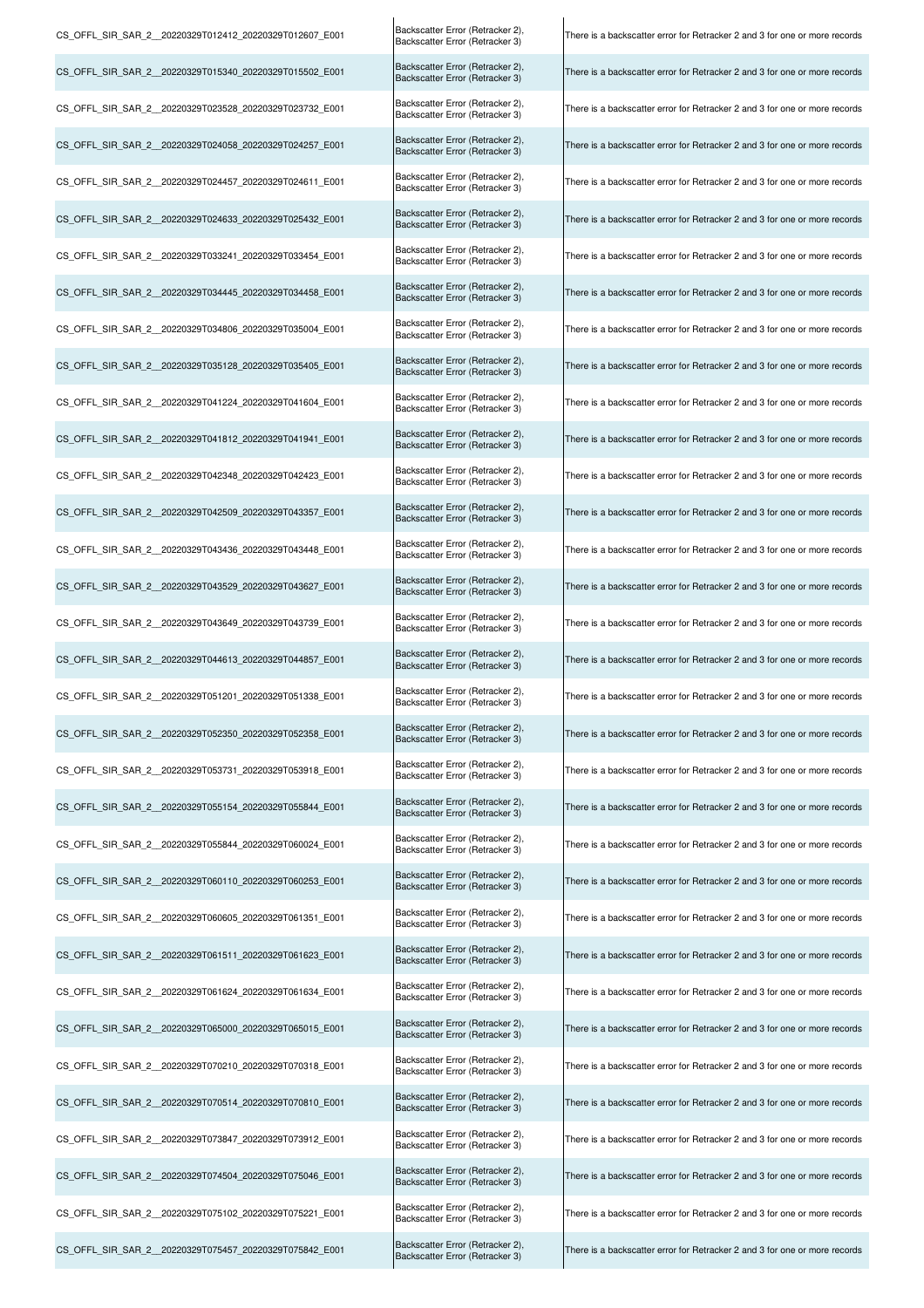| | | |
|---|---|---|
| CS_OFFL_SIR_SAR_2__20220329T012412_20220329T012607_E001 | Backscatter Error (Retracker 2), Backscatter Error (Retracker 3) | There is a backscatter error for Retracker 2 and 3 for one or more records |
| CS_OFFL_SIR_SAR_2__20220329T015340_20220329T015502_E001 | Backscatter Error (Retracker 2), Backscatter Error (Retracker 3) | There is a backscatter error for Retracker 2 and 3 for one or more records |
| CS_OFFL_SIR_SAR_2__20220329T023528_20220329T023732_E001 | Backscatter Error (Retracker 2), Backscatter Error (Retracker 3) | There is a backscatter error for Retracker 2 and 3 for one or more records |
| CS_OFFL_SIR_SAR_2__20220329T024058_20220329T024257_E001 | Backscatter Error (Retracker 2), Backscatter Error (Retracker 3) | There is a backscatter error for Retracker 2 and 3 for one or more records |
| CS_OFFL_SIR_SAR_2__20220329T024457_20220329T024611_E001 | Backscatter Error (Retracker 2), Backscatter Error (Retracker 3) | There is a backscatter error for Retracker 2 and 3 for one or more records |
| CS_OFFL_SIR_SAR_2__20220329T024633_20220329T025432_E001 | Backscatter Error (Retracker 2), Backscatter Error (Retracker 3) | There is a backscatter error for Retracker 2 and 3 for one or more records |
| CS_OFFL_SIR_SAR_2__20220329T033241_20220329T033454_E001 | Backscatter Error (Retracker 2), Backscatter Error (Retracker 3) | There is a backscatter error for Retracker 2 and 3 for one or more records |
| CS_OFFL_SIR_SAR_2__20220329T034445_20220329T034458_E001 | Backscatter Error (Retracker 2), Backscatter Error (Retracker 3) | There is a backscatter error for Retracker 2 and 3 for one or more records |
| CS_OFFL_SIR_SAR_2__20220329T034806_20220329T035004_E001 | Backscatter Error (Retracker 2), Backscatter Error (Retracker 3) | There is a backscatter error for Retracker 2 and 3 for one or more records |
| CS_OFFL_SIR_SAR_2__20220329T035128_20220329T035405_E001 | Backscatter Error (Retracker 2), Backscatter Error (Retracker 3) | There is a backscatter error for Retracker 2 and 3 for one or more records |
| CS_OFFL_SIR_SAR_2__20220329T041224_20220329T041604_E001 | Backscatter Error (Retracker 2), Backscatter Error (Retracker 3) | There is a backscatter error for Retracker 2 and 3 for one or more records |
| CS_OFFL_SIR_SAR_2__20220329T041812_20220329T041941_E001 | Backscatter Error (Retracker 2), Backscatter Error (Retracker 3) | There is a backscatter error for Retracker 2 and 3 for one or more records |
| CS_OFFL_SIR_SAR_2__20220329T042348_20220329T042423_E001 | Backscatter Error (Retracker 2), Backscatter Error (Retracker 3) | There is a backscatter error for Retracker 2 and 3 for one or more records |
| CS_OFFL_SIR_SAR_2__20220329T042509_20220329T043357_E001 | Backscatter Error (Retracker 2), Backscatter Error (Retracker 3) | There is a backscatter error for Retracker 2 and 3 for one or more records |
| CS_OFFL_SIR_SAR_2__20220329T043436_20220329T043448_E001 | Backscatter Error (Retracker 2), Backscatter Error (Retracker 3) | There is a backscatter error for Retracker 2 and 3 for one or more records |
| CS_OFFL_SIR_SAR_2__20220329T043529_20220329T043627_E001 | Backscatter Error (Retracker 2), Backscatter Error (Retracker 3) | There is a backscatter error for Retracker 2 and 3 for one or more records |
| CS_OFFL_SIR_SAR_2__20220329T043649_20220329T043739_E001 | Backscatter Error (Retracker 2), Backscatter Error (Retracker 3) | There is a backscatter error for Retracker 2 and 3 for one or more records |
| CS_OFFL_SIR_SAR_2__20220329T044613_20220329T044857_E001 | Backscatter Error (Retracker 2), Backscatter Error (Retracker 3) | There is a backscatter error for Retracker 2 and 3 for one or more records |
| CS_OFFL_SIR_SAR_2__20220329T051201_20220329T051338_E001 | Backscatter Error (Retracker 2), Backscatter Error (Retracker 3) | There is a backscatter error for Retracker 2 and 3 for one or more records |
| CS_OFFL_SIR_SAR_2__20220329T052350_20220329T052358_E001 | Backscatter Error (Retracker 2), Backscatter Error (Retracker 3) | There is a backscatter error for Retracker 2 and 3 for one or more records |
| CS_OFFL_SIR_SAR_2__20220329T053731_20220329T053918_E001 | Backscatter Error (Retracker 2), Backscatter Error (Retracker 3) | There is a backscatter error for Retracker 2 and 3 for one or more records |
| CS_OFFL_SIR_SAR_2__20220329T055154_20220329T055844_E001 | Backscatter Error (Retracker 2), Backscatter Error (Retracker 3) | There is a backscatter error for Retracker 2 and 3 for one or more records |
| CS_OFFL_SIR_SAR_2__20220329T055844_20220329T060024_E001 | Backscatter Error (Retracker 2), Backscatter Error (Retracker 3) | There is a backscatter error for Retracker 2 and 3 for one or more records |
| CS_OFFL_SIR_SAR_2__20220329T060110_20220329T060253_E001 | Backscatter Error (Retracker 2), Backscatter Error (Retracker 3) | There is a backscatter error for Retracker 2 and 3 for one or more records |
| CS_OFFL_SIR_SAR_2__20220329T060605_20220329T061351_E001 | Backscatter Error (Retracker 2), Backscatter Error (Retracker 3) | There is a backscatter error for Retracker 2 and 3 for one or more records |
| CS_OFFL_SIR_SAR_2__20220329T061511_20220329T061623_E001 | Backscatter Error (Retracker 2), Backscatter Error (Retracker 3) | There is a backscatter error for Retracker 2 and 3 for one or more records |
| CS_OFFL_SIR_SAR_2__20220329T061624_20220329T061634_E001 | Backscatter Error (Retracker 2), Backscatter Error (Retracker 3) | There is a backscatter error for Retracker 2 and 3 for one or more records |
| CS_OFFL_SIR_SAR_2__20220329T065000_20220329T065015_E001 | Backscatter Error (Retracker 2), Backscatter Error (Retracker 3) | There is a backscatter error for Retracker 2 and 3 for one or more records |
| CS_OFFL_SIR_SAR_2__20220329T070210_20220329T070318_E001 | Backscatter Error (Retracker 2), Backscatter Error (Retracker 3) | There is a backscatter error for Retracker 2 and 3 for one or more records |
| CS_OFFL_SIR_SAR_2__20220329T070514_20220329T070810_E001 | Backscatter Error (Retracker 2), Backscatter Error (Retracker 3) | There is a backscatter error for Retracker 2 and 3 for one or more records |
| CS_OFFL_SIR_SAR_2__20220329T073847_20220329T073912_E001 | Backscatter Error (Retracker 2), Backscatter Error (Retracker 3) | There is a backscatter error for Retracker 2 and 3 for one or more records |
| CS_OFFL_SIR_SAR_2__20220329T074504_20220329T075046_E001 | Backscatter Error (Retracker 2), Backscatter Error (Retracker 3) | There is a backscatter error for Retracker 2 and 3 for one or more records |
| CS_OFFL_SIR_SAR_2__20220329T075102_20220329T075221_E001 | Backscatter Error (Retracker 2), Backscatter Error (Retracker 3) | There is a backscatter error for Retracker 2 and 3 for one or more records |
| CS_OFFL_SIR_SAR_2__20220329T075457_20220329T075842_E001 | Backscatter Error (Retracker 2), Backscatter Error (Retracker 3) | There is a backscatter error for Retracker 2 and 3 for one or more records |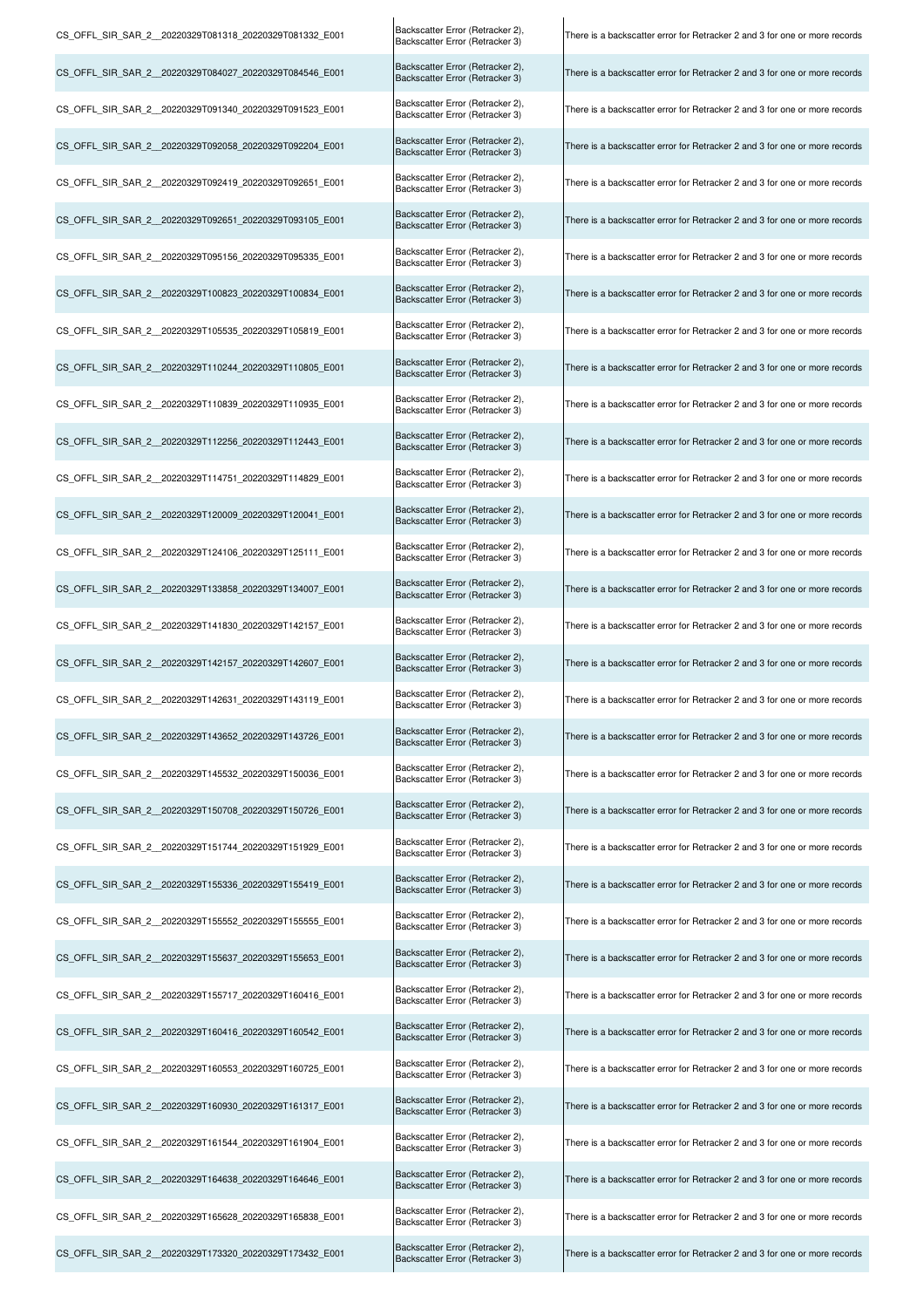| | | |
|---|---|---|
| CS_OFFL_SIR_SAR_2__20220329T081318_20220329T081332_E001 | Backscatter Error (Retracker 2), Backscatter Error (Retracker 3) | There is a backscatter error for Retracker 2 and 3 for one or more records |
| CS_OFFL_SIR_SAR_2__20220329T084027_20220329T084546_E001 | Backscatter Error (Retracker 2), Backscatter Error (Retracker 3) | There is a backscatter error for Retracker 2 and 3 for one or more records |
| CS_OFFL_SIR_SAR_2__20220329T091340_20220329T091523_E001 | Backscatter Error (Retracker 2), Backscatter Error (Retracker 3) | There is a backscatter error for Retracker 2 and 3 for one or more records |
| CS_OFFL_SIR_SAR_2__20220329T092058_20220329T092204_E001 | Backscatter Error (Retracker 2), Backscatter Error (Retracker 3) | There is a backscatter error for Retracker 2 and 3 for one or more records |
| CS_OFFL_SIR_SAR_2__20220329T092419_20220329T092651_E001 | Backscatter Error (Retracker 2), Backscatter Error (Retracker 3) | There is a backscatter error for Retracker 2 and 3 for one or more records |
| CS_OFFL_SIR_SAR_2__20220329T092651_20220329T093105_E001 | Backscatter Error (Retracker 2), Backscatter Error (Retracker 3) | There is a backscatter error for Retracker 2 and 3 for one or more records |
| CS_OFFL_SIR_SAR_2__20220329T095156_20220329T095335_E001 | Backscatter Error (Retracker 2), Backscatter Error (Retracker 3) | There is a backscatter error for Retracker 2 and 3 for one or more records |
| CS_OFFL_SIR_SAR_2__20220329T100823_20220329T100834_E001 | Backscatter Error (Retracker 2), Backscatter Error (Retracker 3) | There is a backscatter error for Retracker 2 and 3 for one or more records |
| CS_OFFL_SIR_SAR_2__20220329T105535_20220329T105819_E001 | Backscatter Error (Retracker 2), Backscatter Error (Retracker 3) | There is a backscatter error for Retracker 2 and 3 for one or more records |
| CS_OFFL_SIR_SAR_2__20220329T110244_20220329T110805_E001 | Backscatter Error (Retracker 2), Backscatter Error (Retracker 3) | There is a backscatter error for Retracker 2 and 3 for one or more records |
| CS_OFFL_SIR_SAR_2__20220329T110839_20220329T110935_E001 | Backscatter Error (Retracker 2), Backscatter Error (Retracker 3) | There is a backscatter error for Retracker 2 and 3 for one or more records |
| CS_OFFL_SIR_SAR_2__20220329T112256_20220329T112443_E001 | Backscatter Error (Retracker 2), Backscatter Error (Retracker 3) | There is a backscatter error for Retracker 2 and 3 for one or more records |
| CS_OFFL_SIR_SAR_2__20220329T114751_20220329T114829_E001 | Backscatter Error (Retracker 2), Backscatter Error (Retracker 3) | There is a backscatter error for Retracker 2 and 3 for one or more records |
| CS_OFFL_SIR_SAR_2__20220329T120009_20220329T120041_E001 | Backscatter Error (Retracker 2), Backscatter Error (Retracker 3) | There is a backscatter error for Retracker 2 and 3 for one or more records |
| CS_OFFL_SIR_SAR_2__20220329T124106_20220329T125111_E001 | Backscatter Error (Retracker 2), Backscatter Error (Retracker 3) | There is a backscatter error for Retracker 2 and 3 for one or more records |
| CS_OFFL_SIR_SAR_2__20220329T133858_20220329T134007_E001 | Backscatter Error (Retracker 2), Backscatter Error (Retracker 3) | There is a backscatter error for Retracker 2 and 3 for one or more records |
| CS_OFFL_SIR_SAR_2__20220329T141830_20220329T142157_E001 | Backscatter Error (Retracker 2), Backscatter Error (Retracker 3) | There is a backscatter error for Retracker 2 and 3 for one or more records |
| CS_OFFL_SIR_SAR_2__20220329T142157_20220329T142607_E001 | Backscatter Error (Retracker 2), Backscatter Error (Retracker 3) | There is a backscatter error for Retracker 2 and 3 for one or more records |
| CS_OFFL_SIR_SAR_2__20220329T142631_20220329T143119_E001 | Backscatter Error (Retracker 2), Backscatter Error (Retracker 3) | There is a backscatter error for Retracker 2 and 3 for one or more records |
| CS_OFFL_SIR_SAR_2__20220329T143652_20220329T143726_E001 | Backscatter Error (Retracker 2), Backscatter Error (Retracker 3) | There is a backscatter error for Retracker 2 and 3 for one or more records |
| CS_OFFL_SIR_SAR_2__20220329T145532_20220329T150036_E001 | Backscatter Error (Retracker 2), Backscatter Error (Retracker 3) | There is a backscatter error for Retracker 2 and 3 for one or more records |
| CS_OFFL_SIR_SAR_2__20220329T150708_20220329T150726_E001 | Backscatter Error (Retracker 2), Backscatter Error (Retracker 3) | There is a backscatter error for Retracker 2 and 3 for one or more records |
| CS_OFFL_SIR_SAR_2__20220329T151744_20220329T151929_E001 | Backscatter Error (Retracker 2), Backscatter Error (Retracker 3) | There is a backscatter error for Retracker 2 and 3 for one or more records |
| CS_OFFL_SIR_SAR_2__20220329T155336_20220329T155419_E001 | Backscatter Error (Retracker 2), Backscatter Error (Retracker 3) | There is a backscatter error for Retracker 2 and 3 for one or more records |
| CS_OFFL_SIR_SAR_2__20220329T155552_20220329T155555_E001 | Backscatter Error (Retracker 2), Backscatter Error (Retracker 3) | There is a backscatter error for Retracker 2 and 3 for one or more records |
| CS_OFFL_SIR_SAR_2__20220329T155637_20220329T155653_E001 | Backscatter Error (Retracker 2), Backscatter Error (Retracker 3) | There is a backscatter error for Retracker 2 and 3 for one or more records |
| CS_OFFL_SIR_SAR_2__20220329T155717_20220329T160416_E001 | Backscatter Error (Retracker 2), Backscatter Error (Retracker 3) | There is a backscatter error for Retracker 2 and 3 for one or more records |
| CS_OFFL_SIR_SAR_2__20220329T160416_20220329T160542_E001 | Backscatter Error (Retracker 2), Backscatter Error (Retracker 3) | There is a backscatter error for Retracker 2 and 3 for one or more records |
| CS_OFFL_SIR_SAR_2__20220329T160553_20220329T160725_E001 | Backscatter Error (Retracker 2), Backscatter Error (Retracker 3) | There is a backscatter error for Retracker 2 and 3 for one or more records |
| CS_OFFL_SIR_SAR_2__20220329T160930_20220329T161317_E001 | Backscatter Error (Retracker 2), Backscatter Error (Retracker 3) | There is a backscatter error for Retracker 2 and 3 for one or more records |
| CS_OFFL_SIR_SAR_2__20220329T161544_20220329T161904_E001 | Backscatter Error (Retracker 2), Backscatter Error (Retracker 3) | There is a backscatter error for Retracker 2 and 3 for one or more records |
| CS_OFFL_SIR_SAR_2__20220329T164638_20220329T164646_E001 | Backscatter Error (Retracker 2), Backscatter Error (Retracker 3) | There is a backscatter error for Retracker 2 and 3 for one or more records |
| CS_OFFL_SIR_SAR_2__20220329T165628_20220329T165838_E001 | Backscatter Error (Retracker 2), Backscatter Error (Retracker 3) | There is a backscatter error for Retracker 2 and 3 for one or more records |
| CS_OFFL_SIR_SAR_2__20220329T173320_20220329T173432_E001 | Backscatter Error (Retracker 2), Backscatter Error (Retracker 3) | There is a backscatter error for Retracker 2 and 3 for one or more records |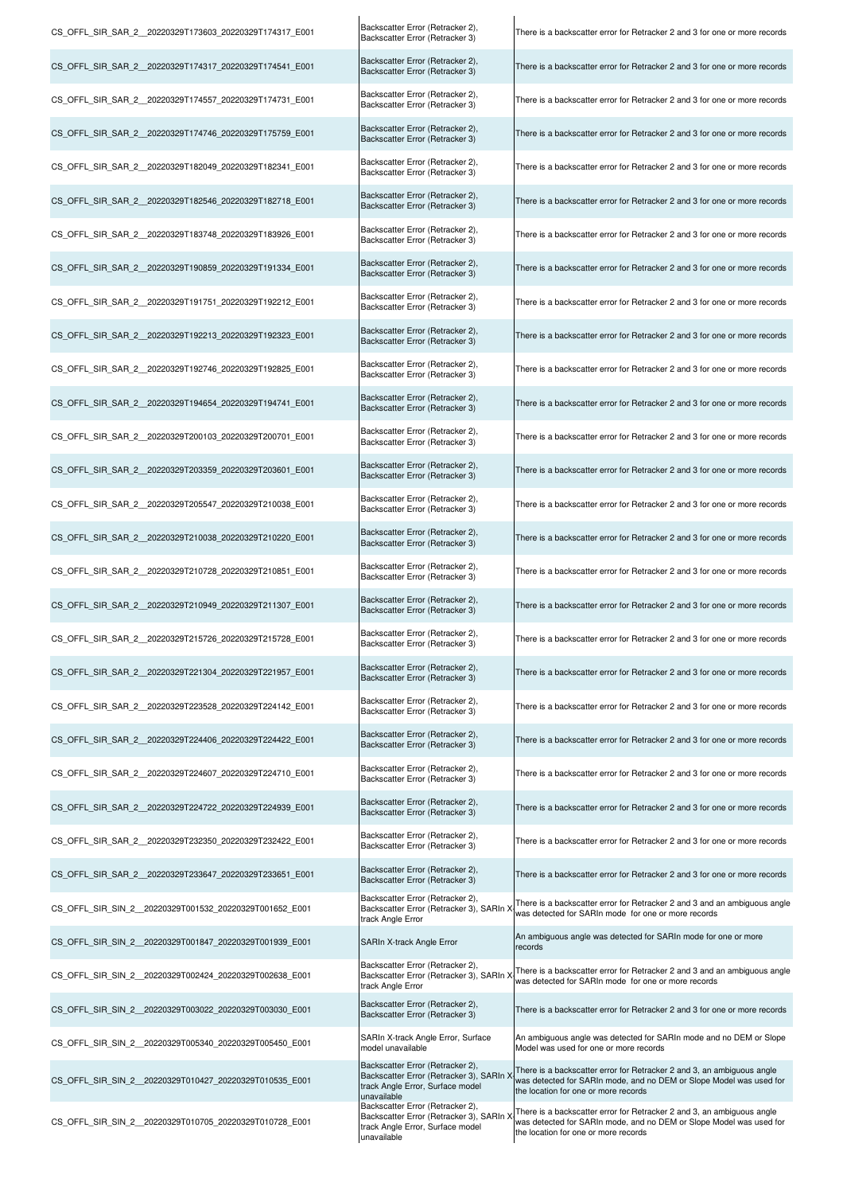| | | |
|---|---|---|
| CS_OFFL_SIR_SAR_2__20220329T173603_20220329T174317_E001 | Backscatter Error (Retracker 2), Backscatter Error (Retracker 3) | There is a backscatter error for Retracker 2 and 3 for one or more records |
| CS_OFFL_SIR_SAR_2__20220329T174317_20220329T174541_E001 | Backscatter Error (Retracker 2), Backscatter Error (Retracker 3) | There is a backscatter error for Retracker 2 and 3 for one or more records |
| CS_OFFL_SIR_SAR_2__20220329T174557_20220329T174731_E001 | Backscatter Error (Retracker 2), Backscatter Error (Retracker 3) | There is a backscatter error for Retracker 2 and 3 for one or more records |
| CS_OFFL_SIR_SAR_2__20220329T174746_20220329T175759_E001 | Backscatter Error (Retracker 2), Backscatter Error (Retracker 3) | There is a backscatter error for Retracker 2 and 3 for one or more records |
| CS_OFFL_SIR_SAR_2__20220329T182049_20220329T182341_E001 | Backscatter Error (Retracker 2), Backscatter Error (Retracker 3) | There is a backscatter error for Retracker 2 and 3 for one or more records |
| CS_OFFL_SIR_SAR_2__20220329T182546_20220329T182718_E001 | Backscatter Error (Retracker 2), Backscatter Error (Retracker 3) | There is a backscatter error for Retracker 2 and 3 for one or more records |
| CS_OFFL_SIR_SAR_2__20220329T183748_20220329T183926_E001 | Backscatter Error (Retracker 2), Backscatter Error (Retracker 3) | There is a backscatter error for Retracker 2 and 3 for one or more records |
| CS_OFFL_SIR_SAR_2__20220329T190859_20220329T191334_E001 | Backscatter Error (Retracker 2), Backscatter Error (Retracker 3) | There is a backscatter error for Retracker 2 and 3 for one or more records |
| CS_OFFL_SIR_SAR_2__20220329T191751_20220329T192212_E001 | Backscatter Error (Retracker 2), Backscatter Error (Retracker 3) | There is a backscatter error for Retracker 2 and 3 for one or more records |
| CS_OFFL_SIR_SAR_2__20220329T192213_20220329T192323_E001 | Backscatter Error (Retracker 2), Backscatter Error (Retracker 3) | There is a backscatter error for Retracker 2 and 3 for one or more records |
| CS_OFFL_SIR_SAR_2__20220329T192746_20220329T192825_E001 | Backscatter Error (Retracker 2), Backscatter Error (Retracker 3) | There is a backscatter error for Retracker 2 and 3 for one or more records |
| CS_OFFL_SIR_SAR_2__20220329T194654_20220329T194741_E001 | Backscatter Error (Retracker 2), Backscatter Error (Retracker 3) | There is a backscatter error for Retracker 2 and 3 for one or more records |
| CS_OFFL_SIR_SAR_2__20220329T200103_20220329T200701_E001 | Backscatter Error (Retracker 2), Backscatter Error (Retracker 3) | There is a backscatter error for Retracker 2 and 3 for one or more records |
| CS_OFFL_SIR_SAR_2__20220329T203359_20220329T203601_E001 | Backscatter Error (Retracker 2), Backscatter Error (Retracker 3) | There is a backscatter error for Retracker 2 and 3 for one or more records |
| CS_OFFL_SIR_SAR_2__20220329T205547_20220329T210038_E001 | Backscatter Error (Retracker 2), Backscatter Error (Retracker 3) | There is a backscatter error for Retracker 2 and 3 for one or more records |
| CS_OFFL_SIR_SAR_2__20220329T210038_20220329T210220_E001 | Backscatter Error (Retracker 2), Backscatter Error (Retracker 3) | There is a backscatter error for Retracker 2 and 3 for one or more records |
| CS_OFFL_SIR_SAR_2__20220329T210728_20220329T210851_E001 | Backscatter Error (Retracker 2), Backscatter Error (Retracker 3) | There is a backscatter error for Retracker 2 and 3 for one or more records |
| CS_OFFL_SIR_SAR_2__20220329T210949_20220329T211307_E001 | Backscatter Error (Retracker 2), Backscatter Error (Retracker 3) | There is a backscatter error for Retracker 2 and 3 for one or more records |
| CS_OFFL_SIR_SAR_2__20220329T215726_20220329T215728_E001 | Backscatter Error (Retracker 2), Backscatter Error (Retracker 3) | There is a backscatter error for Retracker 2 and 3 for one or more records |
| CS_OFFL_SIR_SAR_2__20220329T221304_20220329T221957_E001 | Backscatter Error (Retracker 2), Backscatter Error (Retracker 3) | There is a backscatter error for Retracker 2 and 3 for one or more records |
| CS_OFFL_SIR_SAR_2__20220329T223528_20220329T224142_E001 | Backscatter Error (Retracker 2), Backscatter Error (Retracker 3) | There is a backscatter error for Retracker 2 and 3 for one or more records |
| CS_OFFL_SIR_SAR_2__20220329T224406_20220329T224422_E001 | Backscatter Error (Retracker 2), Backscatter Error (Retracker 3) | There is a backscatter error for Retracker 2 and 3 for one or more records |
| CS_OFFL_SIR_SAR_2__20220329T224607_20220329T224710_E001 | Backscatter Error (Retracker 2), Backscatter Error (Retracker 3) | There is a backscatter error for Retracker 2 and 3 for one or more records |
| CS_OFFL_SIR_SAR_2__20220329T224722_20220329T224939_E001 | Backscatter Error (Retracker 2), Backscatter Error (Retracker 3) | There is a backscatter error for Retracker 2 and 3 for one or more records |
| CS_OFFL_SIR_SAR_2__20220329T232350_20220329T232422_E001 | Backscatter Error (Retracker 2), Backscatter Error (Retracker 3) | There is a backscatter error for Retracker 2 and 3 for one or more records |
| CS_OFFL_SIR_SAR_2__20220329T233647_20220329T233651_E001 | Backscatter Error (Retracker 2), Backscatter Error (Retracker 3) | There is a backscatter error for Retracker 2 and 3 for one or more records |
| CS_OFFL_SIR_SIN_2__20220329T001532_20220329T001652_E001 | Backscatter Error (Retracker 2), Backscatter Error (Retracker 3), SARIn X-track Angle Error | There is a backscatter error for Retracker 2 and 3 and an ambiguous angle was detected for SARIn mode for one or more records |
| CS_OFFL_SIR_SIN_2__20220329T001847_20220329T001939_E001 | SARIn X-track Angle Error | An ambiguous angle was detected for SARIn mode for one or more records |
| CS_OFFL_SIR_SIN_2__20220329T002424_20220329T002638_E001 | Backscatter Error (Retracker 2), Backscatter Error (Retracker 3), SARIn X-track Angle Error | There is a backscatter error for Retracker 2 and 3 and an ambiguous angle was detected for SARIn mode for one or more records |
| CS_OFFL_SIR_SIN_2__20220329T003022_20220329T003030_E001 | Backscatter Error (Retracker 2), Backscatter Error (Retracker 3) | There is a backscatter error for Retracker 2 and 3 for one or more records |
| CS_OFFL_SIR_SIN_2__20220329T005340_20220329T005450_E001 | SARIn X-track Angle Error, Surface model unavailable | An ambiguous angle was detected for SARIn mode and no DEM or Slope Model was used for one or more records |
| CS_OFFL_SIR_SIN_2__20220329T010427_20220329T010535_E001 | Backscatter Error (Retracker 2), Backscatter Error (Retracker 3), SARIn X-track Angle Error, Surface model unavailable | There is a backscatter error for Retracker 2 and 3, an ambiguous angle was detected for SARIn mode, and no DEM or Slope Model was used for the location for one or more records |
| CS_OFFL_SIR_SIN_2__20220329T010705_20220329T010728_E001 | Backscatter Error (Retracker 2), Backscatter Error (Retracker 3), SARIn X-track Angle Error, Surface model unavailable | There is a backscatter error for Retracker 2 and 3, an ambiguous angle was detected for SARIn mode, and no DEM or Slope Model was used for the location for one or more records |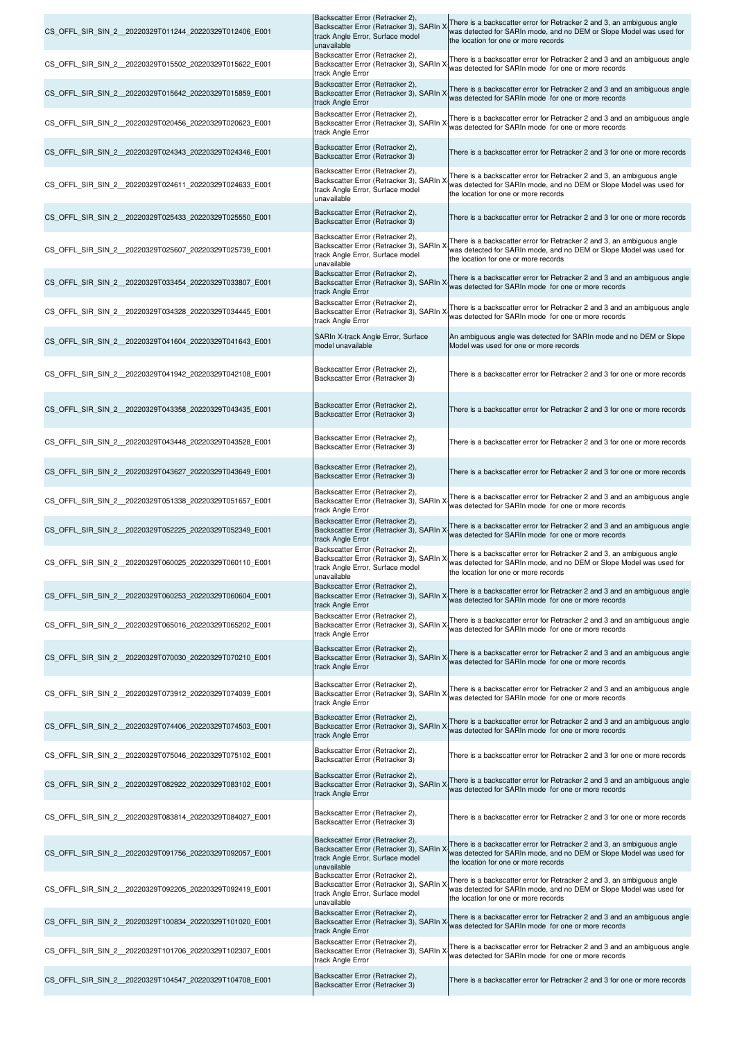| | | |
|---|---|---|
| CS_OFFL_SIR_SIN_2__20220329T011244_20220329T012406_E001 | Backscatter Error (Retracker 2), Backscatter Error (Retracker 3), SARIn X-track Angle Error, Surface model unavailable | There is a backscatter error for Retracker 2 and 3, an ambiguous angle was detected for SARIn mode, and no DEM or Slope Model was used for the location for one or more records |
| CS_OFFL_SIR_SIN_2__20220329T015502_20220329T015622_E001 | Backscatter Error (Retracker 2), Backscatter Error (Retracker 3), SARIn X-track Angle Error | There is a backscatter error for Retracker 2 and 3 and an ambiguous angle was detected for SARIn mode for one or more records |
| CS_OFFL_SIR_SIN_2__20220329T015642_20220329T015859_E001 | Backscatter Error (Retracker 2), Backscatter Error (Retracker 3), SARIn X-track Angle Error | There is a backscatter error for Retracker 2 and 3 and an ambiguous angle was detected for SARIn mode for one or more records |
| CS_OFFL_SIR_SIN_2__20220329T020456_20220329T020623_E001 | Backscatter Error (Retracker 2), Backscatter Error (Retracker 3), SARIn X-track Angle Error | There is a backscatter error for Retracker 2 and 3 and an ambiguous angle was detected for SARIn mode for one or more records |
| CS_OFFL_SIR_SIN_2__20220329T024343_20220329T024346_E001 | Backscatter Error (Retracker 2), Backscatter Error (Retracker 3) | There is a backscatter error for Retracker 2 and 3 for one or more records |
| CS_OFFL_SIR_SIN_2__20220329T024611_20220329T024633_E001 | Backscatter Error (Retracker 2), Backscatter Error (Retracker 3), SARIn X-track Angle Error, Surface model unavailable | There is a backscatter error for Retracker 2 and 3, an ambiguous angle was detected for SARIn mode, and no DEM or Slope Model was used for the location for one or more records |
| CS_OFFL_SIR_SIN_2__20220329T025433_20220329T025550_E001 | Backscatter Error (Retracker 2), Backscatter Error (Retracker 3) | There is a backscatter error for Retracker 2 and 3 for one or more records |
| CS_OFFL_SIR_SIN_2__20220329T025607_20220329T025739_E001 | Backscatter Error (Retracker 2), Backscatter Error (Retracker 3), SARIn X-track Angle Error, Surface model unavailable | There is a backscatter error for Retracker 2 and 3, an ambiguous angle was detected for SARIn mode, and no DEM or Slope Model was used for the location for one or more records |
| CS_OFFL_SIR_SIN_2__20220329T033454_20220329T033807_E001 | Backscatter Error (Retracker 2), Backscatter Error (Retracker 3), SARIn X-track Angle Error | There is a backscatter error for Retracker 2 and 3 and an ambiguous angle was detected for SARIn mode for one or more records |
| CS_OFFL_SIR_SIN_2__20220329T034328_20220329T034445_E001 | Backscatter Error (Retracker 2), Backscatter Error (Retracker 3), SARIn X-track Angle Error | There is a backscatter error for Retracker 2 and 3 and an ambiguous angle was detected for SARIn mode for one or more records |
| CS_OFFL_SIR_SIN_2__20220329T041604_20220329T041643_E001 | SARIn X-track Angle Error, Surface model unavailable | An ambiguous angle was detected for SARIn mode and no DEM or Slope Model was used for one or more records |
| CS_OFFL_SIR_SIN_2__20220329T041942_20220329T042108_E001 | Backscatter Error (Retracker 2), Backscatter Error (Retracker 3) | There is a backscatter error for Retracker 2 and 3 for one or more records |
| CS_OFFL_SIR_SIN_2__20220329T043358_20220329T043435_E001 | Backscatter Error (Retracker 2), Backscatter Error (Retracker 3) | There is a backscatter error for Retracker 2 and 3 for one or more records |
| CS_OFFL_SIR_SIN_2__20220329T043448_20220329T043528_E001 | Backscatter Error (Retracker 2), Backscatter Error (Retracker 3) | There is a backscatter error for Retracker 2 and 3 for one or more records |
| CS_OFFL_SIR_SIN_2__20220329T043627_20220329T043649_E001 | Backscatter Error (Retracker 2), Backscatter Error (Retracker 3) | There is a backscatter error for Retracker 2 and 3 for one or more records |
| CS_OFFL_SIR_SIN_2__20220329T051338_20220329T051657_E001 | Backscatter Error (Retracker 2), Backscatter Error (Retracker 3), SARIn X-track Angle Error | There is a backscatter error for Retracker 2 and 3 and an ambiguous angle was detected for SARIn mode for one or more records |
| CS_OFFL_SIR_SIN_2__20220329T052225_20220329T052349_E001 | Backscatter Error (Retracker 2), Backscatter Error (Retracker 3), SARIn X-track Angle Error | There is a backscatter error for Retracker 2 and 3 and an ambiguous angle was detected for SARIn mode for one or more records |
| CS_OFFL_SIR_SIN_2__20220329T060025_20220329T060110_E001 | Backscatter Error (Retracker 2), Backscatter Error (Retracker 3), SARIn X-track Angle Error, Surface model unavailable | There is a backscatter error for Retracker 2 and 3, an ambiguous angle was detected for SARIn mode, and no DEM or Slope Model was used for the location for one or more records |
| CS_OFFL_SIR_SIN_2__20220329T060253_20220329T060604_E001 | Backscatter Error (Retracker 2), Backscatter Error (Retracker 3), SARIn X-track Angle Error | There is a backscatter error for Retracker 2 and 3 and an ambiguous angle was detected for SARIn mode for one or more records |
| CS_OFFL_SIR_SIN_2__20220329T065016_20220329T065202_E001 | Backscatter Error (Retracker 2), Backscatter Error (Retracker 3), SARIn X-track Angle Error | There is a backscatter error for Retracker 2 and 3 and an ambiguous angle was detected for SARIn mode for one or more records |
| CS_OFFL_SIR_SIN_2__20220329T070030_20220329T070210_E001 | Backscatter Error (Retracker 2), Backscatter Error (Retracker 3), SARIn X-track Angle Error | There is a backscatter error for Retracker 2 and 3 and an ambiguous angle was detected for SARIn mode for one or more records |
| CS_OFFL_SIR_SIN_2__20220329T073912_20220329T074039_E001 | Backscatter Error (Retracker 2), Backscatter Error (Retracker 3), SARIn X-track Angle Error | There is a backscatter error for Retracker 2 and 3 and an ambiguous angle was detected for SARIn mode for one or more records |
| CS_OFFL_SIR_SIN_2__20220329T074406_20220329T074503_E001 | Backscatter Error (Retracker 2), Backscatter Error (Retracker 3), SARIn X-track Angle Error | There is a backscatter error for Retracker 2 and 3 and an ambiguous angle was detected for SARIn mode for one or more records |
| CS_OFFL_SIR_SIN_2__20220329T075046_20220329T075102_E001 | Backscatter Error (Retracker 2), Backscatter Error (Retracker 3) | There is a backscatter error for Retracker 2 and 3 for one or more records |
| CS_OFFL_SIR_SIN_2__20220329T082922_20220329T083102_E001 | Backscatter Error (Retracker 2), Backscatter Error (Retracker 3), SARIn X-track Angle Error | There is a backscatter error for Retracker 2 and 3 and an ambiguous angle was detected for SARIn mode for one or more records |
| CS_OFFL_SIR_SIN_2__20220329T083814_20220329T084027_E001 | Backscatter Error (Retracker 2), Backscatter Error (Retracker 3) | There is a backscatter error for Retracker 2 and 3 for one or more records |
| CS_OFFL_SIR_SIN_2__20220329T091756_20220329T092057_E001 | Backscatter Error (Retracker 2), Backscatter Error (Retracker 3), SARIn X-track Angle Error, Surface model unavailable | There is a backscatter error for Retracker 2 and 3, an ambiguous angle was detected for SARIn mode, and no DEM or Slope Model was used for the location for one or more records |
| CS_OFFL_SIR_SIN_2__20220329T092205_20220329T092419_E001 | Backscatter Error (Retracker 2), Backscatter Error (Retracker 3), SARIn X-track Angle Error, Surface model unavailable | There is a backscatter error for Retracker 2 and 3, an ambiguous angle was detected for SARIn mode, and no DEM or Slope Model was used for the location for one or more records |
| CS_OFFL_SIR_SIN_2__20220329T100834_20220329T101020_E001 | Backscatter Error (Retracker 2), Backscatter Error (Retracker 3), SARIn X-track Angle Error | There is a backscatter error for Retracker 2 and 3 and an ambiguous angle was detected for SARIn mode for one or more records |
| CS_OFFL_SIR_SIN_2__20220329T101706_20220329T102307_E001 | Backscatter Error (Retracker 2), Backscatter Error (Retracker 3), SARIn X-track Angle Error | There is a backscatter error for Retracker 2 and 3 and an ambiguous angle was detected for SARIn mode for one or more records |
| CS_OFFL_SIR_SIN_2__20220329T104547_20220329T104708_E001 | Backscatter Error (Retracker 2), Backscatter Error (Retracker 3) | There is a backscatter error for Retracker 2 and 3 for one or more records |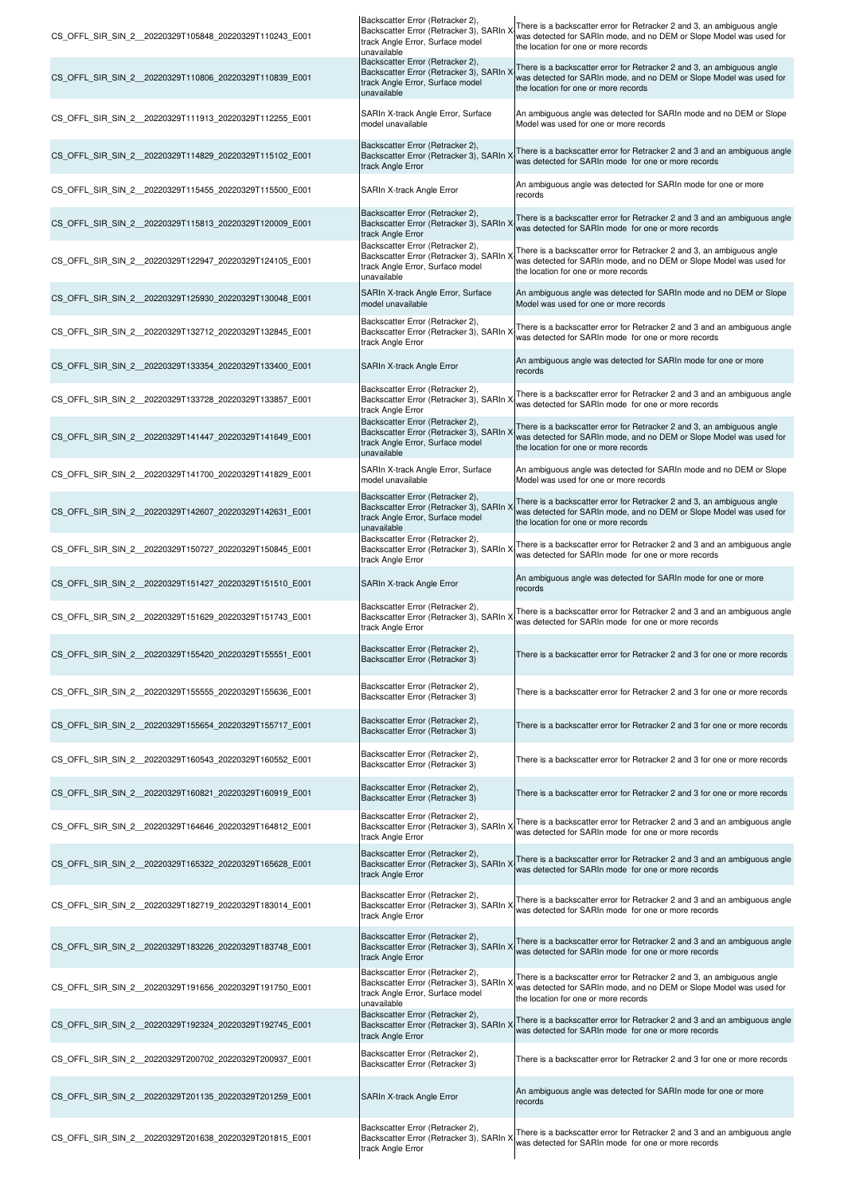| | | |
|---|---|---|
| CS_OFFL_SIR_SIN_2__20220329T105848_20220329T110243_E001 | Backscatter Error (Retracker 2), Backscatter Error (Retracker 3), SARIn X track Angle Error, Surface model unavailable | There is a backscatter error for Retracker 2 and 3, an ambiguous angle was detected for SARIn mode, and no DEM or Slope Model was used for the location for one or more records |
| CS_OFFL_SIR_SIN_2__20220329T110806_20220329T110839_E001 | Backscatter Error (Retracker 2), Backscatter Error (Retracker 3), SARIn X track Angle Error, Surface model unavailable | There is a backscatter error for Retracker 2 and 3, an ambiguous angle was detected for SARIn mode, and no DEM or Slope Model was used for the location for one or more records |
| CS_OFFL_SIR_SIN_2__20220329T111913_20220329T112255_E001 | SARIn X-track Angle Error, Surface model unavailable | An ambiguous angle was detected for SARIn mode and no DEM or Slope Model was used for one or more records |
| CS_OFFL_SIR_SIN_2__20220329T114829_20220329T115102_E001 | Backscatter Error (Retracker 2), Backscatter Error (Retracker 3), SARIn X track Angle Error | There is a backscatter error for Retracker 2 and 3 and an ambiguous angle was detected for SARIn mode for one or more records |
| CS_OFFL_SIR_SIN_2__20220329T115455_20220329T115500_E001 | SARIn X-track Angle Error | An ambiguous angle was detected for SARIn mode for one or more records |
| CS_OFFL_SIR_SIN_2__20220329T115813_20220329T120009_E001 | Backscatter Error (Retracker 2), Backscatter Error (Retracker 3), SARIn X track Angle Error | There is a backscatter error for Retracker 2 and 3 and an ambiguous angle was detected for SARIn mode for one or more records |
| CS_OFFL_SIR_SIN_2__20220329T122947_20220329T124105_E001 | Backscatter Error (Retracker 2), Backscatter Error (Retracker 3), SARIn X track Angle Error, Surface model unavailable | There is a backscatter error for Retracker 2 and 3, an ambiguous angle was detected for SARIn mode, and no DEM or Slope Model was used for the location for one or more records |
| CS_OFFL_SIR_SIN_2__20220329T125930_20220329T130048_E001 | SARIn X-track Angle Error, Surface model unavailable | An ambiguous angle was detected for SARIn mode and no DEM or Slope Model was used for one or more records |
| CS_OFFL_SIR_SIN_2__20220329T132712_20220329T132845_E001 | Backscatter Error (Retracker 2), Backscatter Error (Retracker 3), SARIn X track Angle Error | There is a backscatter error for Retracker 2 and 3 and an ambiguous angle was detected for SARIn mode for one or more records |
| CS_OFFL_SIR_SIN_2__20220329T133354_20220329T133400_E001 | SARIn X-track Angle Error | An ambiguous angle was detected for SARIn mode for one or more records |
| CS_OFFL_SIR_SIN_2__20220329T133728_20220329T133857_E001 | Backscatter Error (Retracker 2), Backscatter Error (Retracker 3), SARIn X track Angle Error | There is a backscatter error for Retracker 2 and 3 and an ambiguous angle was detected for SARIn mode for one or more records |
| CS_OFFL_SIR_SIN_2__20220329T141447_20220329T141649_E001 | Backscatter Error (Retracker 2), Backscatter Error (Retracker 3), SARIn X track Angle Error, Surface model unavailable | There is a backscatter error for Retracker 2 and 3, an ambiguous angle was detected for SARIn mode, and no DEM or Slope Model was used for the location for one or more records |
| CS_OFFL_SIR_SIN_2__20220329T141700_20220329T141829_E001 | SARIn X-track Angle Error, Surface model unavailable | An ambiguous angle was detected for SARIn mode and no DEM or Slope Model was used for one or more records |
| CS_OFFL_SIR_SIN_2__20220329T142607_20220329T142631_E001 | Backscatter Error (Retracker 2), Backscatter Error (Retracker 3), SARIn X track Angle Error, Surface model unavailable | There is a backscatter error for Retracker 2 and 3, an ambiguous angle was detected for SARIn mode, and no DEM or Slope Model was used for the location for one or more records |
| CS_OFFL_SIR_SIN_2__20220329T150727_20220329T150845_E001 | Backscatter Error (Retracker 2), Backscatter Error (Retracker 3), SARIn X track Angle Error | There is a backscatter error for Retracker 2 and 3 and an ambiguous angle was detected for SARIn mode for one or more records |
| CS_OFFL_SIR_SIN_2__20220329T151427_20220329T151510_E001 | SARIn X-track Angle Error | An ambiguous angle was detected for SARIn mode for one or more records |
| CS_OFFL_SIR_SIN_2__20220329T151629_20220329T151743_E001 | Backscatter Error (Retracker 2), Backscatter Error (Retracker 3), SARIn X track Angle Error | There is a backscatter error for Retracker 2 and 3 and an ambiguous angle was detected for SARIn mode for one or more records |
| CS_OFFL_SIR_SIN_2__20220329T155420_20220329T155551_E001 | Backscatter Error (Retracker 2), Backscatter Error (Retracker 3) | There is a backscatter error for Retracker 2 and 3 for one or more records |
| CS_OFFL_SIR_SIN_2__20220329T155555_20220329T155636_E001 | Backscatter Error (Retracker 2), Backscatter Error (Retracker 3) | There is a backscatter error for Retracker 2 and 3 for one or more records |
| CS_OFFL_SIR_SIN_2__20220329T155654_20220329T155717_E001 | Backscatter Error (Retracker 2), Backscatter Error (Retracker 3) | There is a backscatter error for Retracker 2 and 3 for one or more records |
| CS_OFFL_SIR_SIN_2__20220329T160543_20220329T160552_E001 | Backscatter Error (Retracker 2), Backscatter Error (Retracker 3) | There is a backscatter error for Retracker 2 and 3 for one or more records |
| CS_OFFL_SIR_SIN_2__20220329T160821_20220329T160919_E001 | Backscatter Error (Retracker 2), Backscatter Error (Retracker 3) | There is a backscatter error for Retracker 2 and 3 for one or more records |
| CS_OFFL_SIR_SIN_2__20220329T164646_20220329T164812_E001 | Backscatter Error (Retracker 2), Backscatter Error (Retracker 3), SARIn X track Angle Error | There is a backscatter error for Retracker 2 and 3 and an ambiguous angle was detected for SARIn mode for one or more records |
| CS_OFFL_SIR_SIN_2__20220329T165322_20220329T165628_E001 | Backscatter Error (Retracker 2), Backscatter Error (Retracker 3), SARIn X track Angle Error | There is a backscatter error for Retracker 2 and 3 and an ambiguous angle was detected for SARIn mode for one or more records |
| CS_OFFL_SIR_SIN_2__20220329T182719_20220329T183014_E001 | Backscatter Error (Retracker 2), Backscatter Error (Retracker 3), SARIn X track Angle Error | There is a backscatter error for Retracker 2 and 3 and an ambiguous angle was detected for SARIn mode for one or more records |
| CS_OFFL_SIR_SIN_2__20220329T183226_20220329T183748_E001 | Backscatter Error (Retracker 2), Backscatter Error (Retracker 3), SARIn X track Angle Error | There is a backscatter error for Retracker 2 and 3 and an ambiguous angle was detected for SARIn mode for one or more records |
| CS_OFFL_SIR_SIN_2__20220329T191656_20220329T191750_E001 | Backscatter Error (Retracker 2), Backscatter Error (Retracker 3), SARIn X track Angle Error, Surface model unavailable | There is a backscatter error for Retracker 2 and 3, an ambiguous angle was detected for SARIn mode, and no DEM or Slope Model was used for the location for one or more records |
| CS_OFFL_SIR_SIN_2__20220329T192324_20220329T192745_E001 | Backscatter Error (Retracker 2), Backscatter Error (Retracker 3), SARIn X track Angle Error | There is a backscatter error for Retracker 2 and 3 and an ambiguous angle was detected for SARIn mode for one or more records |
| CS_OFFL_SIR_SIN_2__20220329T200702_20220329T200937_E001 | Backscatter Error (Retracker 2), Backscatter Error (Retracker 3) | There is a backscatter error for Retracker 2 and 3 for one or more records |
| CS_OFFL_SIR_SIN_2__20220329T201135_20220329T201259_E001 | SARIn X-track Angle Error | An ambiguous angle was detected for SARIn mode for one or more records |
| CS_OFFL_SIR_SIN_2__20220329T201638_20220329T201815_E001 | Backscatter Error (Retracker 2), Backscatter Error (Retracker 3), SARIn X track Angle Error | There is a backscatter error for Retracker 2 and 3 and an ambiguous angle was detected for SARIn mode for one or more records |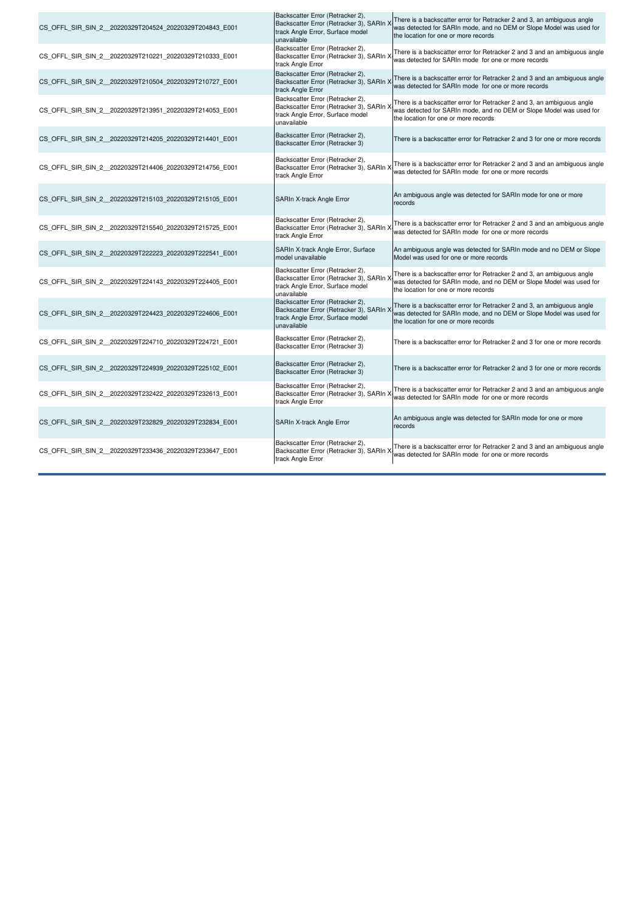| | | |
|---|---|---|
| CS_OFFL_SIR_SIN_2__20220329T204524_20220329T204843_E001 | Backscatter Error (Retracker 2), Backscatter Error (Retracker 3), SARIn X-track Angle Error, Surface model unavailable | There is a backscatter error for Retracker 2 and 3, an ambiguous angle was detected for SARIn mode, and no DEM or Slope Model was used for the location for one or more records |
| CS_OFFL_SIR_SIN_2__20220329T210221_20220329T210333_E001 | Backscatter Error (Retracker 2), Backscatter Error (Retracker 3), SARIn X-track Angle Error | There is a backscatter error for Retracker 2 and 3 and an ambiguous angle was detected for SARIn mode for one or more records |
| CS_OFFL_SIR_SIN_2__20220329T210504_20220329T210727_E001 | Backscatter Error (Retracker 2), Backscatter Error (Retracker 3), SARIn X-track Angle Error | There is a backscatter error for Retracker 2 and 3 and an ambiguous angle was detected for SARIn mode for one or more records |
| CS_OFFL_SIR_SIN_2__20220329T213951_20220329T214053_E001 | Backscatter Error (Retracker 2), Backscatter Error (Retracker 3), SARIn X-track Angle Error, Surface model unavailable | There is a backscatter error for Retracker 2 and 3, an ambiguous angle was detected for SARIn mode, and no DEM or Slope Model was used for the location for one or more records |
| CS_OFFL_SIR_SIN_2__20220329T214205_20220329T214401_E001 | Backscatter Error (Retracker 2), Backscatter Error (Retracker 3) | There is a backscatter error for Retracker 2 and 3 for one or more records |
| CS_OFFL_SIR_SIN_2__20220329T214406_20220329T214756_E001 | Backscatter Error (Retracker 2), Backscatter Error (Retracker 3), SARIn X-track Angle Error | There is a backscatter error for Retracker 2 and 3 and an ambiguous angle was detected for SARIn mode for one or more records |
| CS_OFFL_SIR_SIN_2__20220329T215103_20220329T215105_E001 | SARIn X-track Angle Error | An ambiguous angle was detected for SARIn mode for one or more records |
| CS_OFFL_SIR_SIN_2__20220329T215540_20220329T215725_E001 | Backscatter Error (Retracker 2), Backscatter Error (Retracker 3), SARIn X-track Angle Error | There is a backscatter error for Retracker 2 and 3 and an ambiguous angle was detected for SARIn mode for one or more records |
| CS_OFFL_SIR_SIN_2__20220329T222223_20220329T222541_E001 | SARIn X-track Angle Error, Surface model unavailable | An ambiguous angle was detected for SARIn mode and no DEM or Slope Model was used for one or more records |
| CS_OFFL_SIR_SIN_2__20220329T224143_20220329T224405_E001 | Backscatter Error (Retracker 2), Backscatter Error (Retracker 3), SARIn X-track Angle Error, Surface model unavailable | There is a backscatter error for Retracker 2 and 3, an ambiguous angle was detected for SARIn mode, and no DEM or Slope Model was used for the location for one or more records |
| CS_OFFL_SIR_SIN_2__20220329T224423_20220329T224606_E001 | Backscatter Error (Retracker 2), Backscatter Error (Retracker 3), SARIn X-track Angle Error, Surface model unavailable | There is a backscatter error for Retracker 2 and 3, an ambiguous angle was detected for SARIn mode, and no DEM or Slope Model was used for the location for one or more records |
| CS_OFFL_SIR_SIN_2__20220329T224710_20220329T224721_E001 | Backscatter Error (Retracker 2), Backscatter Error (Retracker 3) | There is a backscatter error for Retracker 2 and 3 for one or more records |
| CS_OFFL_SIR_SIN_2__20220329T224939_20220329T225102_E001 | Backscatter Error (Retracker 2), Backscatter Error (Retracker 3) | There is a backscatter error for Retracker 2 and 3 for one or more records |
| CS_OFFL_SIR_SIN_2__20220329T232422_20220329T232613_E001 | Backscatter Error (Retracker 2), Backscatter Error (Retracker 3), SARIn X-track Angle Error | There is a backscatter error for Retracker 2 and 3 and an ambiguous angle was detected for SARIn mode for one or more records |
| CS_OFFL_SIR_SIN_2__20220329T232829_20220329T232834_E001 | SARIn X-track Angle Error | An ambiguous angle was detected for SARIn mode for one or more records |
| CS_OFFL_SIR_SIN_2__20220329T233436_20220329T233647_E001 | Backscatter Error (Retracker 2), Backscatter Error (Retracker 3), SARIn X-track Angle Error | There is a backscatter error for Retracker 2 and 3 and an ambiguous angle was detected for SARIn mode for one or more records |